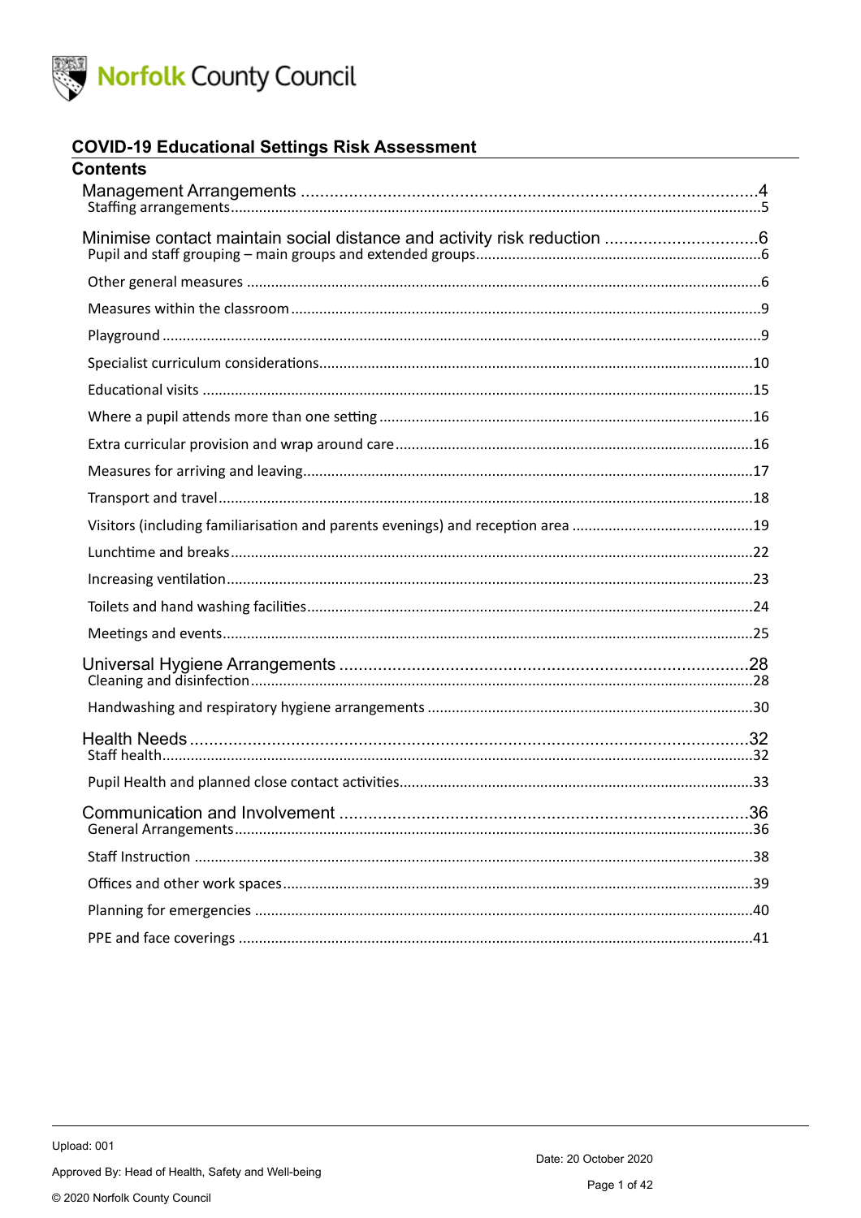Norfolk County Council

# COVID-19 Educational Settings Risk Assessment

## Contents

Management Arrangements ....4
- Staffing arrangements ....5

Minimise contact maintain social distance and activity risk reduction ....6
- Pupil and staff grouping – main groups and extended groups ....6
- Other general measures ....6
- Measures within the classroom ....9
- Playground ....9
- Specialist curriculum considerations ....10
- Educational visits ....15
- Where a pupil attends more than one setting ....16
- Extra curricular provision and wrap around care ....16
- Measures for arriving and leaving ....17
- Transport and travel ....18
- Visitors (including familiarisation and parents evenings) and reception area ....19
- Lunchtime and breaks ....22
- Increasing ventilation ....23
- Toilets and hand washing facilities ....24
- Meetings and events ....25

Universal Hygiene Arrangements ....28
- Cleaning and disinfection ....28
- Handwashing and respiratory hygiene arrangements ....30

Health Needs ....32
- Staff health ....32
- Pupil Health and planned close contact activities ....33

Communication and Involvement ....36
- General Arrangements ....36
- Staff Instruction ....38
- Offices and other work spaces ....39
- Planning for emergencies ....40
- PPE and face coverings ....41

Upload: 001
Approved By: Head of Health, Safety and Well-being
© 2020 Norfolk County Council
Date: 20 October 2020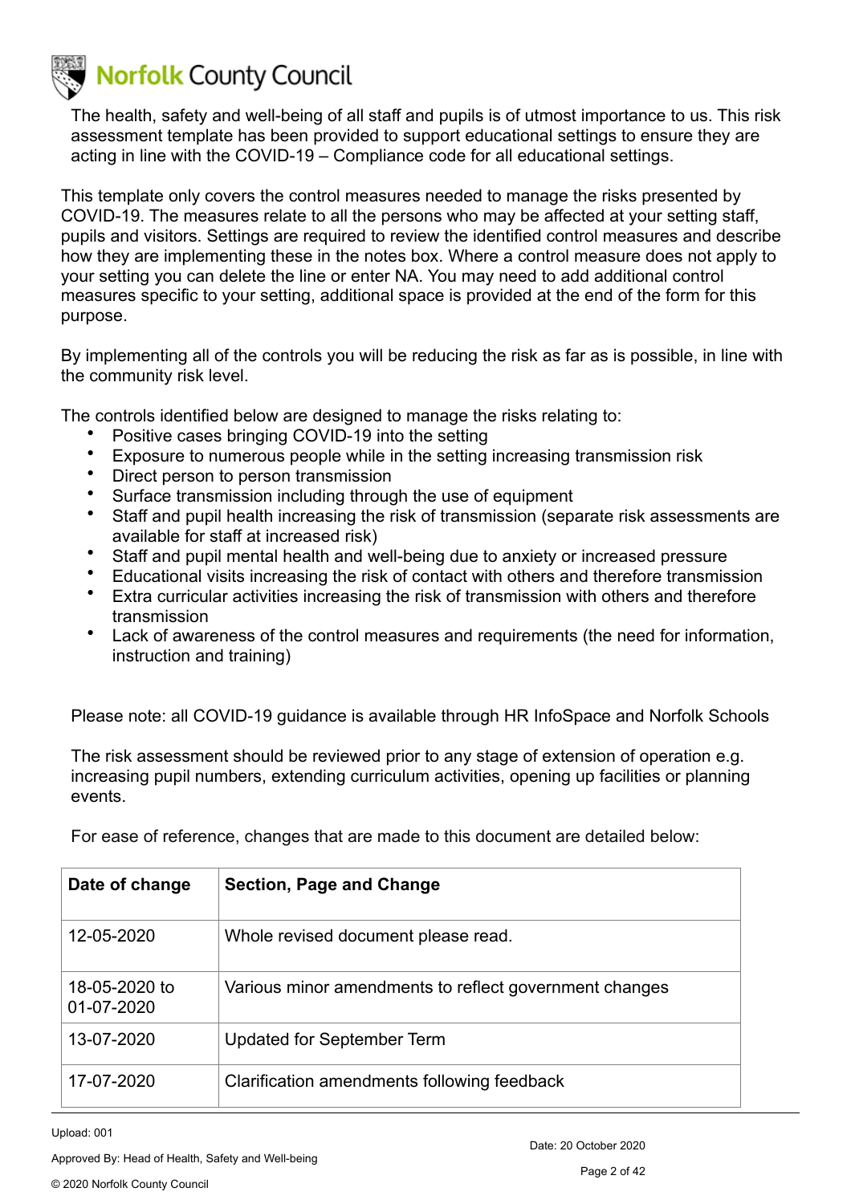The health, safety and well-being of all staff and pupils is of utmost importance to us. This risk assessment template has been provided to support educational settings to ensure they are acting in line with the COVID-19 – Compliance code for all educational settings.

This template only covers the control measures needed to manage the risks presented by COVID-19. The measures relate to all the persons who may be affected at your setting staff, pupils and visitors. Settings are required to review the identified control measures and describe how they are implementing these in the notes box. Where a control measure does not apply to your setting you can delete the line or enter NA. You may need to add additional control measures specific to your setting, additional space is provided at the end of the form for this purpose.

By implementing all of the controls you will be reducing the risk as far as is possible, in line with the community risk level.

The controls identified below are designed to manage the risks relating to:

- Positive cases bringing COVID-19 into the setting
- Exposure to numerous people while in the setting increasing transmission risk
- Direct person to person transmission
- Surface transmission including through the use of equipment
- Staff and pupil health increasing the risk of transmission (separate risk assessments are available for staff at increased risk)
- Staff and pupil mental health and well-being due to anxiety or increased pressure
- Educational visits increasing the risk of contact with others and therefore transmission
- Extra curricular activities increasing the risk of transmission with others and therefore transmission
- Lack of awareness of the control measures and requirements (the need for information, instruction and training)

Please note: all COVID-19 guidance is available through HR InfoSpace and Norfolk Schools

The risk assessment should be reviewed prior to any stage of extension of operation e.g. increasing pupil numbers, extending curriculum activities, opening up facilities or planning events.

For ease of reference, changes that are made to this document are detailed below:

| Date of change | Section, Page and Change |
| --- | --- |
| 12-05-2020 | Whole revised document please read. |
| 18-05-2020 to 01-07-2020 | Various minor amendments to reflect government changes |
| 13-07-2020 | Updated for September Term |
| 17-07-2020 | Clarification amendments following feedback |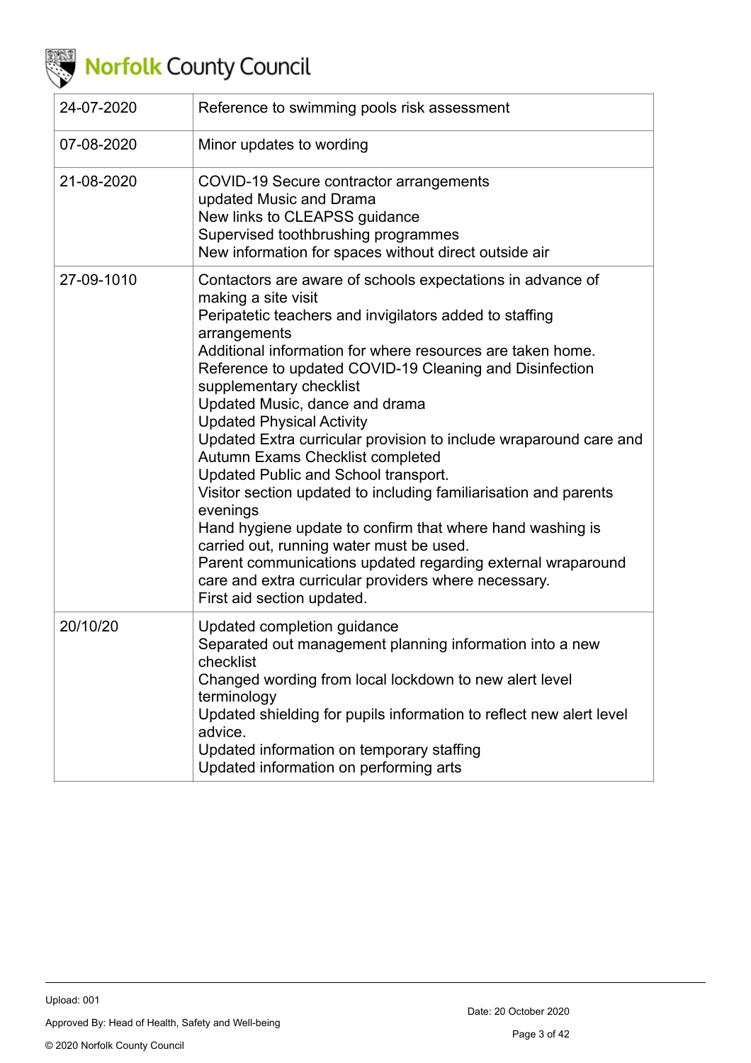| | |
|---|---|
| 24-07-2020 | Reference to swimming pools risk assessment |
| 07-08-2020 | Minor updates to wording |
| 21-08-2020 | COVID-19 Secure contractor arrangements<br>updated Music and Drama<br>New links to CLEAPSS guidance<br>Supervised toothbrushing programmes<br>New information for spaces without direct outside air |
| 27-09-1010 | Contactors are aware of schools expectations in advance of making a site visit<br>Peripatetic teachers and invigilators added to staffing arrangements<br>Additional information for where resources are taken home.<br>Reference to updated COVID-19 Cleaning and Disinfection supplementary checklist<br>Updated Music, dance and drama<br>Updated Physical Activity<br>Updated Extra curricular provision to include wraparound care and<br>Autumn Exams Checklist completed<br>Updated Public and School transport.<br>Visitor section updated to including familiarisation and parents evenings<br>Hand hygiene update to confirm that where hand washing is carried out, running water must be used.<br>Parent communications updated regarding external wraparound care and extra curricular providers where necessary.<br>First aid section updated. |
| 20/10/20 | Updated completion guidance<br>Separated out management planning information into a new checklist<br>Changed wording from local lockdown to new alert level terminology<br>Updated shielding for pupils information to reflect new alert level advice.<br>Updated information on temporary staffing<br>Updated information on performing arts |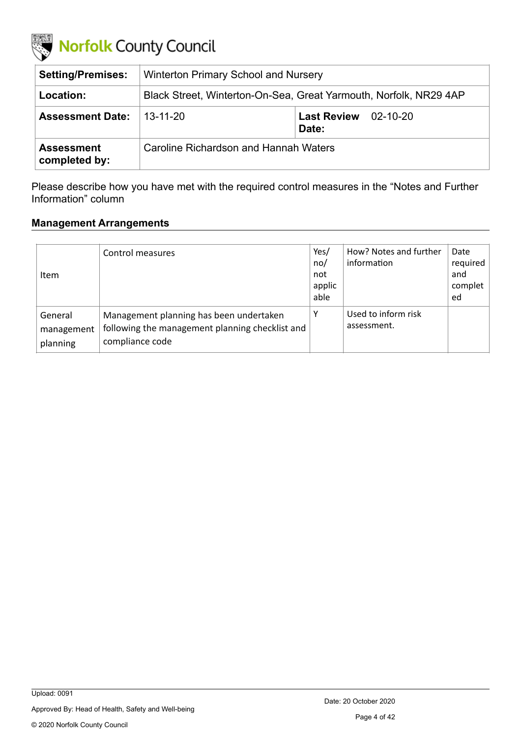| **Setting/Premises:** | Winterton Primary School and Nursery | | |
|---|---|---|---|
| **Location:** | Black Street, Winterton-On-Sea, Great Yarmouth, Norfolk, NR29 4AP | | |
| **Assessment Date:** | 13-11-20 | **Last Review Date:** | 02-10-20 |
| **Assessment completed by:** | Caroline Richardson and Hannah Waters | | |

Please describe how you have met with the required control measures in the "Notes and Further Information" column

### Management Arrangements

| Item | Control measures | Yes/ no/ not applicable | How? Notes and further information | Date required and completed |
|---|---|---|---|---|
| General management planning | Management planning has been undertaken following the management planning checklist and compliance code | Y | Used to inform risk assessment. | |

Upload: 0091

Approved By: Head of Health, Safety and Well-being

Date: 20 October 2020

© 2020 Norfolk County Council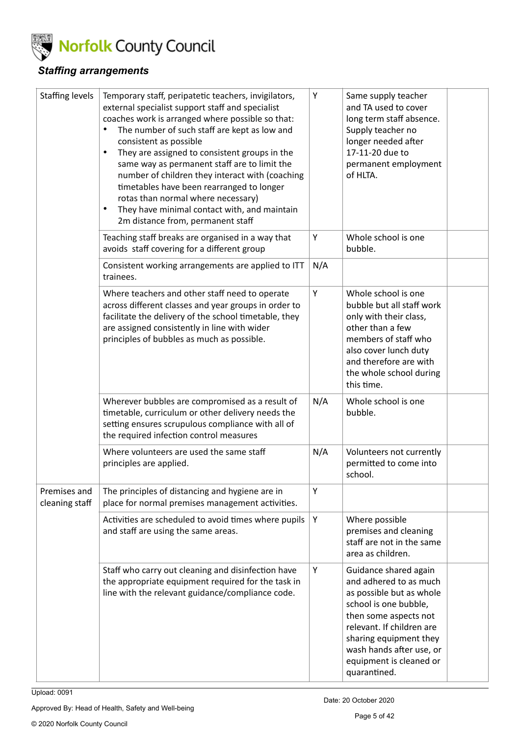## *Staffing arrangements*

| | | | | |
|---|---|---|---|---|
| Staffing levels | Temporary staff, peripatetic teachers, invigilators, external specialist support staff and specialist coaches work is arranged where possible so that: <br>• The number of such staff are kept as low and consistent as possible <br>• They are assigned to consistent groups in the same way as permanent staff are to limit the number of children they interact with (coaching timetables have been rearranged to longer rotas than normal where necessary) <br>• They have minimal contact with, and maintain 2m distance from, permanent staff | Y | Same supply teacher and TA used to cover long term staff absence. Supply teacher no longer needed after 17-11-20 due to permanent employment of HLTA. | |
| | Teaching staff breaks are organised in a way that avoids staff covering for a different group | Y | Whole school is one bubble. | |
| | Consistent working arrangements are applied to ITT trainees. | N/A | | |
| | Where teachers and other staff need to operate across different classes and year groups in order to facilitate the delivery of the school timetable, they are assigned consistently in line with wider principles of bubbles as much as possible. | Y | Whole school is one bubble but all staff work only with their class, other than a few members of staff who also cover lunch duty and therefore are with the whole school during this time. | |
| | Wherever bubbles are compromised as a result of timetable, curriculum or other delivery needs the setting ensures scrupulous compliance with all of the required infection control measures | N/A | Whole school is one bubble. | |
| | Where volunteers are used the same staff principles are applied. | N/A | Volunteers not currently permitted to come into school. | |
| Premises and cleaning staff | The principles of distancing and hygiene are in place for normal premises management activities. | Y | | |
| | Activities are scheduled to avoid times where pupils and staff are using the same areas. | Y | Where possible premises and cleaning staff are not in the same area as children. | |
| | Staff who carry out cleaning and disinfection have the appropriate equipment required for the task in line with the relevant guidance/compliance code. | Y | Guidance shared again and adhered to as much as possible but as whole school is one bubble, then some aspects not relevant. If children are sharing equipment they wash hands after use, or equipment is cleaned or quarantined. | |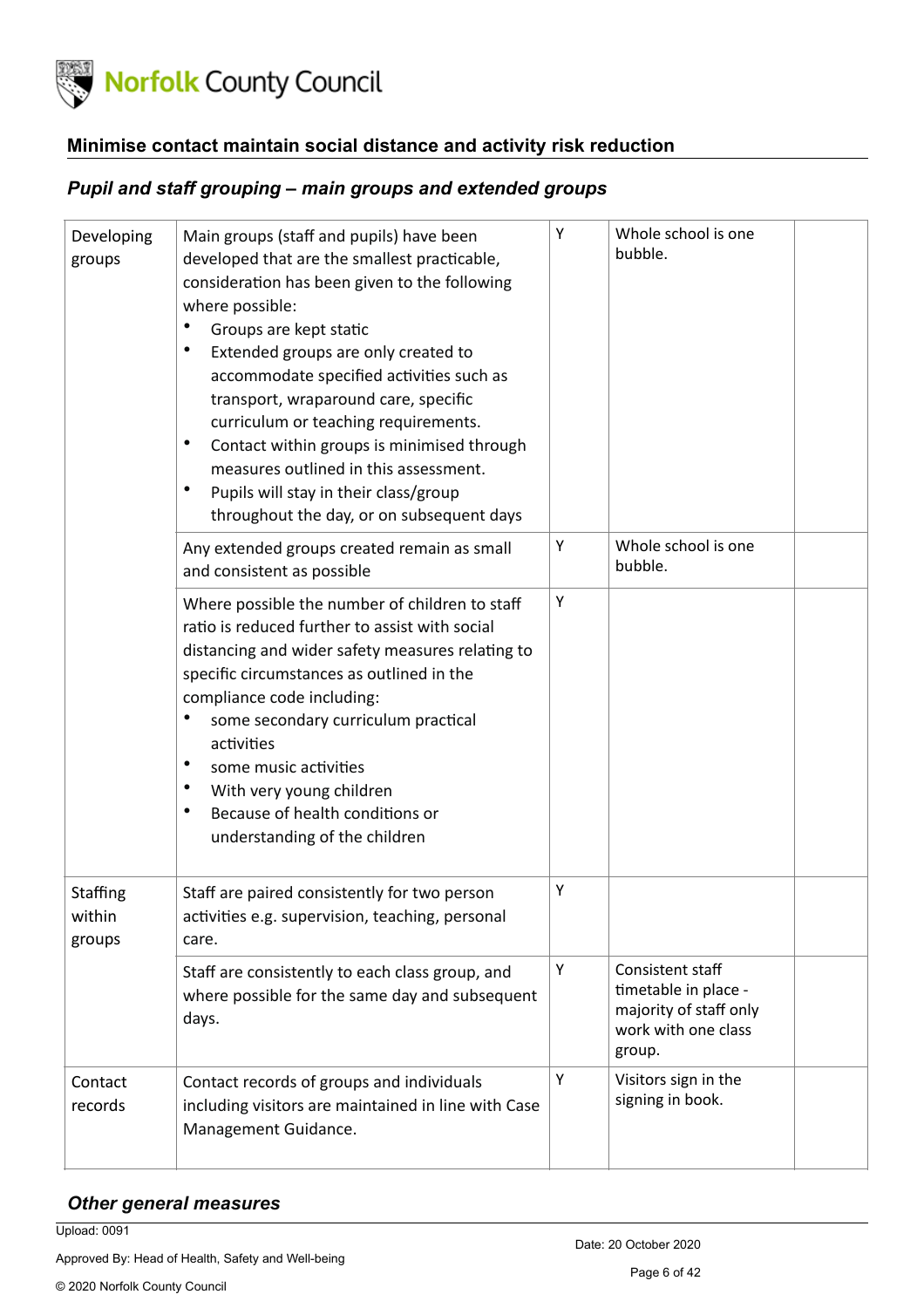## Minimise contact maintain social distance and activity risk reduction

### *Pupil and staff grouping – main groups and extended groups*

| | | | | |
|---|---|---|---|---|
| Developing groups | Main groups (staff and pupils) have been developed that are the smallest practicable, consideration has been given to the following where possible:<br>• Groups are kept static<br>• Extended groups are only created to accommodate specified activities such as transport, wraparound care, specific curriculum or teaching requirements.<br>• Contact within groups is minimised through measures outlined in this assessment.<br>• Pupils will stay in their class/group throughout the day, or on subsequent days | Y | Whole school is one bubble. | |
| | Any extended groups created remain as small and consistent as possible | Y | Whole school is one bubble. | |
| | Where possible the number of children to staff ratio is reduced further to assist with social distancing and wider safety measures relating to specific circumstances as outlined in the compliance code including:<br>• some secondary curriculum practical activities<br>• some music activities<br>• With very young children<br>• Because of health conditions or understanding of the children | Y | | |
| Staffing within groups | Staff are paired consistently for two person activities e.g. supervision, teaching, personal care. | Y | | |
| | Staff are consistently to each class group, and where possible for the same day and subsequent days. | Y | Consistent staff timetable in place - majority of staff only work with one class group. | |
| Contact records | Contact records of groups and individuals including visitors are maintained in line with Case Management Guidance. | Y | Visitors sign in the signing in book. | |

### *Other general measures*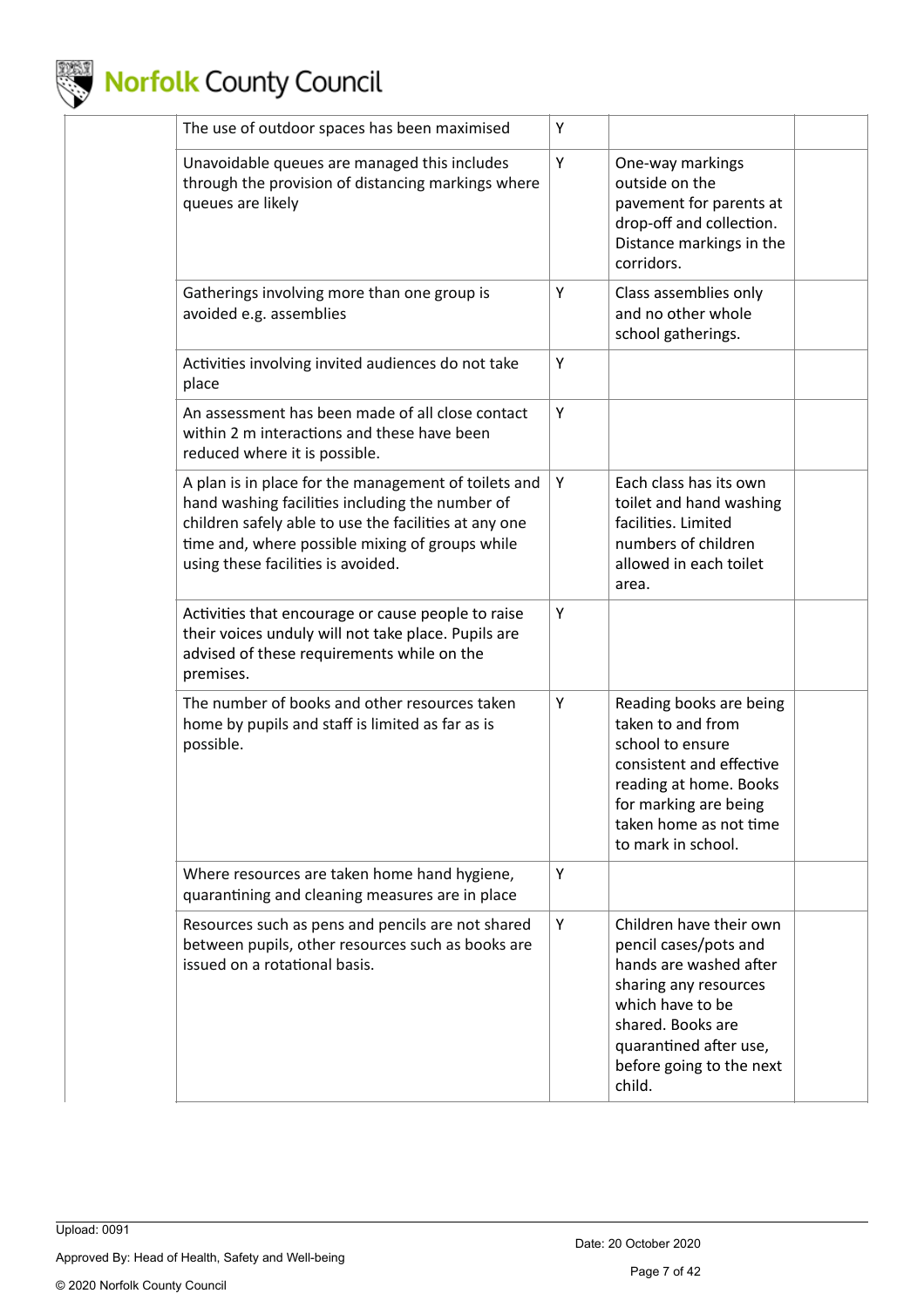| | | | | |
|---|---|---|---|---|
| | The use of outdoor spaces has been maximised | Y | | |
| | Unavoidable queues are managed this includes through the provision of distancing markings where queues are likely | Y | One-way markings outside on the pavement for parents at drop-off and collection. Distance markings in the corridors. | |
| | Gatherings involving more than one group is avoided e.g. assemblies | Y | Class assemblies only and no other whole school gatherings. | |
| | Activities involving invited audiences do not take place | Y | | |
| | An assessment has been made of all close contact within 2 m interactions and these have been reduced where it is possible. | Y | | |
| | A plan is in place for the management of toilets and hand washing facilities including the number of children safely able to use the facilities at any one time and, where possible mixing of groups while using these facilities is avoided. | Y | Each class has its own toilet and hand washing facilities. Limited numbers of children allowed in each toilet area. | |
| | Activities that encourage or cause people to raise their voices unduly will not take place. Pupils are advised of these requirements while on the premises. | Y | | |
| | The number of books and other resources taken home by pupils and staff is limited as far as is possible. | Y | Reading books are being taken to and from school to ensure consistent and effective reading at home. Books for marking are being taken home as not time to mark in school. | |
| | Where resources are taken home hand hygiene, quarantining and cleaning measures are in place | Y | | |
| | Resources such as pens and pencils are not shared between pupils, other resources such as books are issued on a rotational basis. | Y | Children have their own pencil cases/pots and hands are washed after sharing any resources which have to be shared. Books are quarantined after use, before going to the next child. | |

Upload: 0091

Approved By: Head of Health, Safety and Well-being

Date: 20 October 2020

© 2020 Norfolk County Council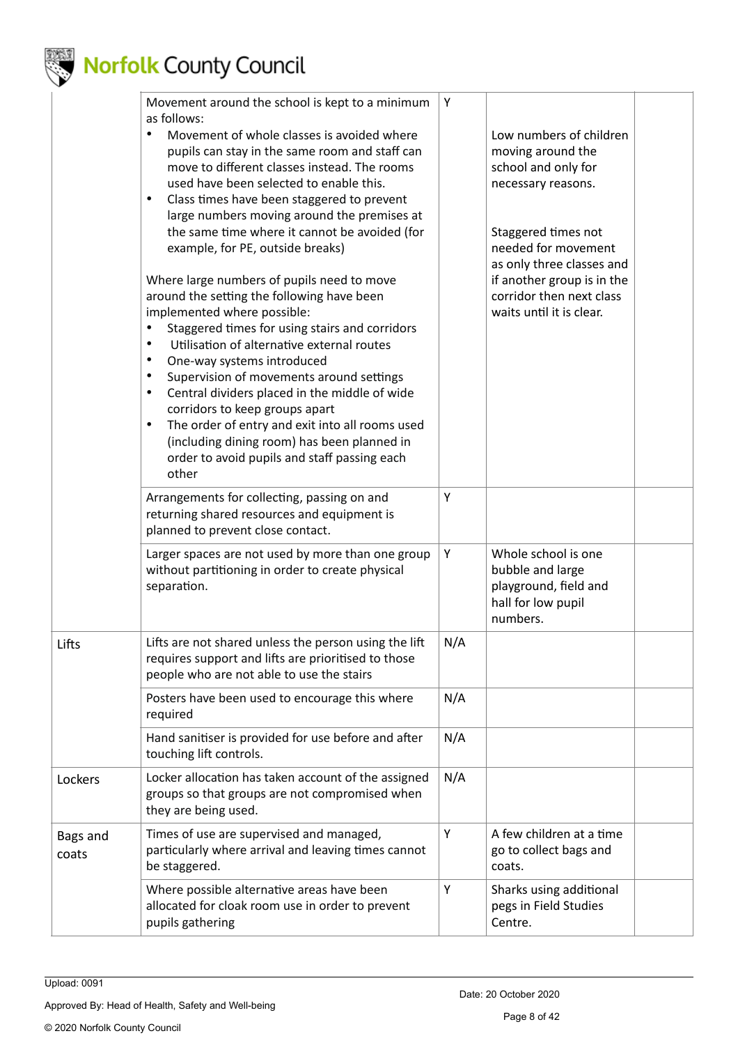| | | | | |
|---|---|---|---|---|
| | Movement around the school is kept to a minimum as follows:<br>• Movement of whole classes is avoided where pupils can stay in the same room and staff can move to different classes instead. The rooms used have been selected to enable this.<br>• Class times have been staggered to prevent large numbers moving around the premises at the same time where it cannot be avoided (for example, for PE, outside breaks)<br><br>Where large numbers of pupils need to move around the setting the following have been implemented where possible:<br>• Staggered times for using stairs and corridors<br>• Utilisation of alternative external routes<br>• One-way systems introduced<br>• Supervision of movements around settings<br>• Central dividers placed in the middle of wide corridors to keep groups apart<br>• The order of entry and exit into all rooms used (including dining room) has been planned in order to avoid pupils and staff passing each other | Y | Low numbers of children moving around the school and only for necessary reasons.<br><br>Staggered times not needed for movement as only three classes and if another group is in the corridor then next class waits until it is clear. | |
| | Arrangements for collecting, passing on and returning shared resources and equipment is planned to prevent close contact. | Y | | |
| | Larger spaces are not used by more than one group without partitioning in order to create physical separation. | Y | Whole school is one bubble and large playground, field and hall for low pupil numbers. | |
| Lifts | Lifts are not shared unless the person using the lift requires support and lifts are prioritised to those people who are not able to use the stairs | N/A | | |
| | Posters have been used to encourage this where required | N/A | | |
| | Hand sanitiser is provided for use before and after touching lift controls. | N/A | | |
| Lockers | Locker allocation has taken account of the assigned groups so that groups are not compromised when they are being used. | N/A | | |
| Bags and coats | Times of use are supervised and managed, particularly where arrival and leaving times cannot be staggered. | Y | A few children at a time go to collect bags and coats. | |
| | Where possible alternative areas have been allocated for cloak room use in order to prevent pupils gathering | Y | Sharks using additional pegs in Field Studies Centre. | |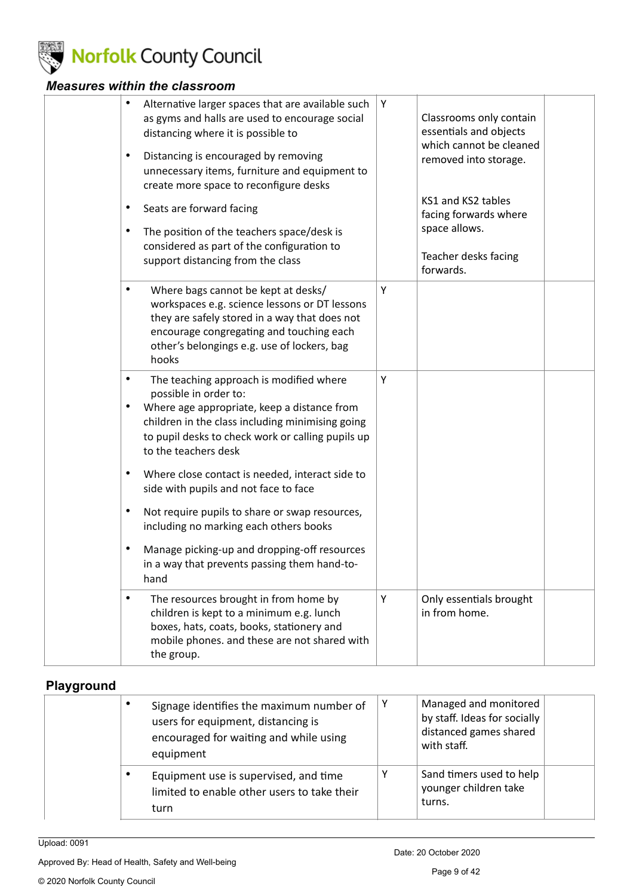### *Measures within the classroom*

| | | | | |
|---|---|---|---|---|
| | • Alternative larger spaces that are available such as gyms and halls are used to encourage social distancing where it is possible to<br>• Distancing is encouraged by removing unnecessary items, furniture and equipment to create more space to reconfigure desks<br>• Seats are forward facing<br>• The position of the teachers space/desk is considered as part of the configuration to support distancing from the class | Y | Classrooms only contain essentials and objects which cannot be cleaned removed into storage.<br><br>KS1 and KS2 tables facing forwards where space allows.<br><br>Teacher desks facing forwards. | |
| | • Where bags cannot be kept at desks/ workspaces e.g. science lessons or DT lessons they are safely stored in a way that does not encourage congregating and touching each other's belongings e.g. use of lockers, bag hooks | Y | | |
| | • The teaching approach is modified where possible in order to:<br>• Where age appropriate, keep a distance from children in the class including minimising going to pupil desks to check work or calling pupils up to the teachers desk<br>• Where close contact is needed, interact side to side with pupils and not face to face<br>• Not require pupils to share or swap resources, including no marking each others books<br>• Manage picking-up and dropping-off resources in a way that prevents passing them hand-to-hand | Y | | |
| | • The resources brought in from home by children is kept to a minimum e.g. lunch boxes, hats, coats, books, stationery and mobile phones. and these are not shared with the group. | Y | Only essentials brought in from home. | |

## Playground

| | | | | |
|---|---|---|---|---|
| | • Signage identifies the maximum number of users for equipment, distancing is encouraged for waiting and while using equipment | Y | Managed and monitored by staff. Ideas for socially distanced games shared with staff. | |
| | • Equipment use is supervised, and time limited to enable other users to take their turn | Y | Sand timers used to help younger children take turns. | |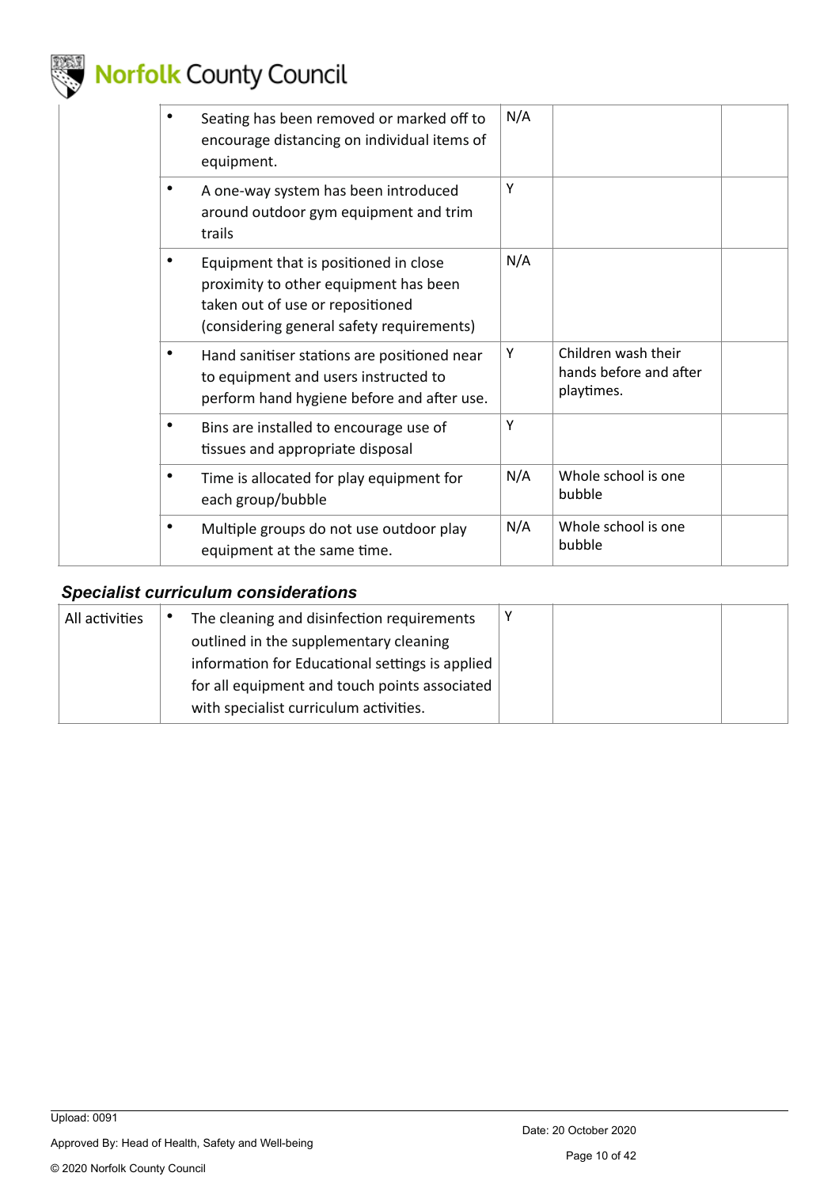| | | | | |
|---|---|---|---|---|
| | • Seating has been removed or marked off to encourage distancing on individual items of equipment. | N/A | | |
| | • A one-way system has been introduced around outdoor gym equipment and trim trails | Y | | |
| | • Equipment that is positioned in close proximity to other equipment has been taken out of use or repositioned (considering general safety requirements) | N/A | | |
| | • Hand sanitiser stations are positioned near to equipment and users instructed to perform hand hygiene before and after use. | Y | Children wash their hands before and after playtimes. | |
| | • Bins are installed to encourage use of tissues and appropriate disposal | Y | | |
| | • Time is allocated for play equipment for each group/bubble | N/A | Whole school is one bubble | |
| | • Multiple groups do not use outdoor play equipment at the same time. | N/A | Whole school is one bubble | |

### *Specialist curriculum considerations*

| | | | | |
|---|---|---|---|---|
| All activities | • The cleaning and disinfection requirements outlined in the supplementary cleaning information for Educational settings is applied for all equipment and touch points associated with specialist curriculum activities. | Y | | |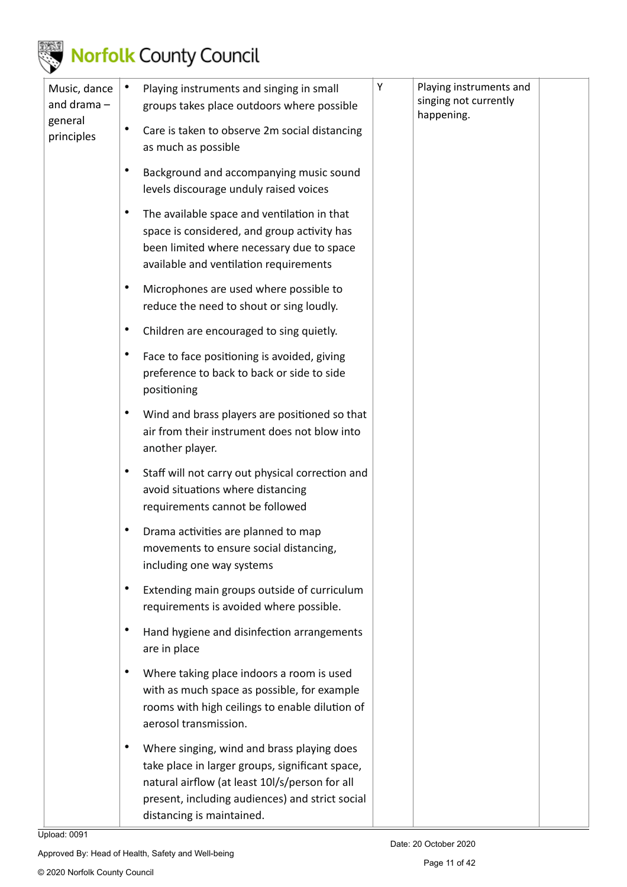| Music, dance and drama – general principles | • Playing instruments and singing in small groups takes place outdoors where possible<br>• Care is taken to observe 2m social distancing as much as possible<br>• Background and accompanying music sound levels discourage unduly raised voices<br>• The available space and ventilation in that space is considered, and group activity has been limited where necessary due to space available and ventilation requirements<br>• Microphones are used where possible to reduce the need to shout or sing loudly.<br>• Children are encouraged to sing quietly.<br>• Face to face positioning is avoided, giving preference to back to back or side to side positioning<br>• Wind and brass players are positioned so that air from their instrument does not blow into another player.<br>• Staff will not carry out physical correction and avoid situations where distancing requirements cannot be followed<br>• Drama activities are planned to map movements to ensure social distancing, including one way systems<br>• Extending main groups outside of curriculum requirements is avoided where possible.<br>• Hand hygiene and disinfection arrangements are in place<br>• Where taking place indoors a room is used with as much space as possible, for example rooms with high ceilings to enable dilution of aerosol transmission.<br>• Where singing, wind and brass playing does take place in larger groups, significant space, natural airflow (at least 10l/s/person for all present, including audiences) and strict social distancing is maintained. | Y | Playing instruments and singing not currently happening. | |
|---|---|---|---|---|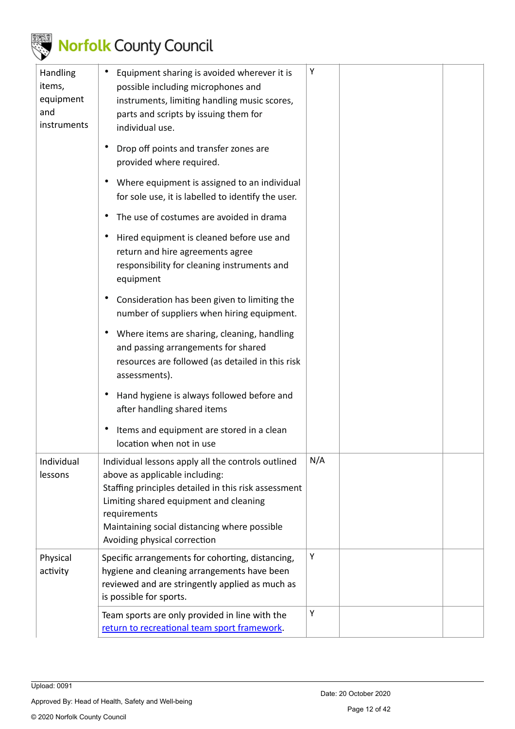| | | | | |
|---|---|---|---|---|
| Handling items, equipment and instruments | • Equipment sharing is avoided wherever it is possible including microphones and instruments, limiting handling music scores, parts and scripts by issuing them for individual use.<br>• Drop off points and transfer zones are provided where required.<br>• Where equipment is assigned to an individual for sole use, it is labelled to identify the user.<br>• The use of costumes are avoided in drama<br>• Hired equipment is cleaned before use and return and hire agreements agree responsibility for cleaning instruments and equipment<br>• Consideration has been given to limiting the number of suppliers when hiring equipment.<br>• Where items are sharing, cleaning, handling and passing arrangements for shared resources are followed (as detailed in this risk assessments).<br>• Hand hygiene is always followed before and after handling shared items<br>• Items and equipment are stored in a clean location when not in use | Y | | |
| Individual lessons | Individual lessons apply all the controls outlined above as applicable including:<br>Staffing principles detailed in this risk assessment<br>Limiting shared equipment and cleaning requirements<br>Maintaining social distancing where possible<br>Avoiding physical correction | N/A | | |
| Physical activity | Specific arrangements for cohorting, distancing, hygiene and cleaning arrangements have been reviewed and are stringently applied as much as is possible for sports. | Y | | |
| | Team sports are only provided in line with the [return to recreational team sport framework](return to recreational team sport framework). | Y | | |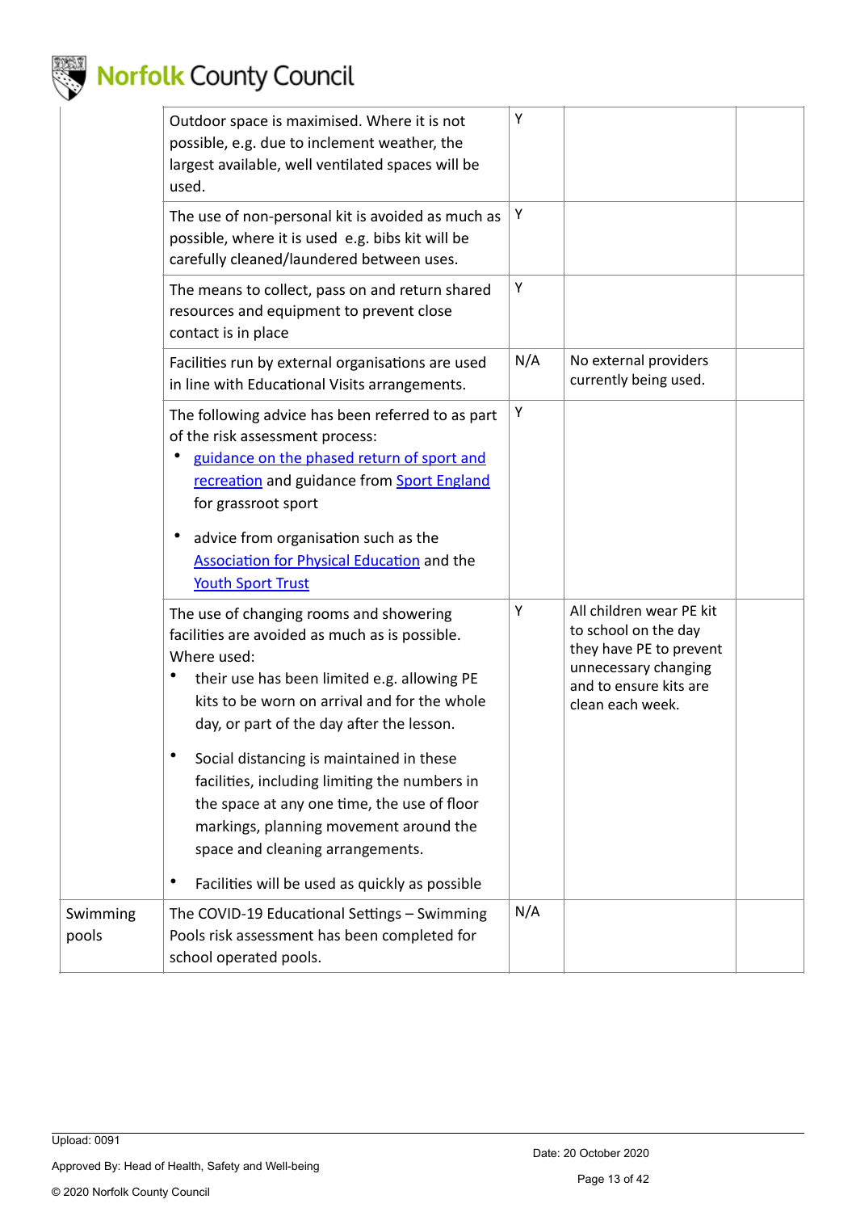| | | | | |
|---|---|---|---|---|
| | Outdoor space is maximised. Where it is not possible, e.g. due to inclement weather, the largest available, well ventilated spaces will be used. | Y | | |
| | The use of non-personal kit is avoided as much as possible, where it is used e.g. bibs kit will be carefully cleaned/laundered between uses. | Y | | |
| | The means to collect, pass on and return shared resources and equipment to prevent close contact is in place | Y | | |
| | Facilities run by external organisations are used in line with Educational Visits arrangements. | N/A | No external providers currently being used. | |
| | The following advice has been referred to as part of the risk assessment process:<br>• guidance on the phased return of sport and recreation and guidance from Sport England for grassroot sport<br>• advice from organisation such as the Association for Physical Education and the Youth Sport Trust | Y | | |
| | The use of changing rooms and showering facilities are avoided as much as is possible. Where used:<br>• their use has been limited e.g. allowing PE kits to be worn on arrival and for the whole day, or part of the day after the lesson.<br>• Social distancing is maintained in these facilities, including limiting the numbers in the space at any one time, the use of floor markings, planning movement around the space and cleaning arrangements.<br>• Facilities will be used as quickly as possible | Y | All children wear PE kit to school on the day they have PE to prevent unnecessary changing and to ensure kits are clean each week. | |
| Swimming pools | The COVID-19 Educational Settings – Swimming Pools risk assessment has been completed for school operated pools. | N/A | | |

Upload: 0091

Approved By: Head of Health, Safety and Well-being

Date: 20 October 2020

© 2020 Norfolk County Council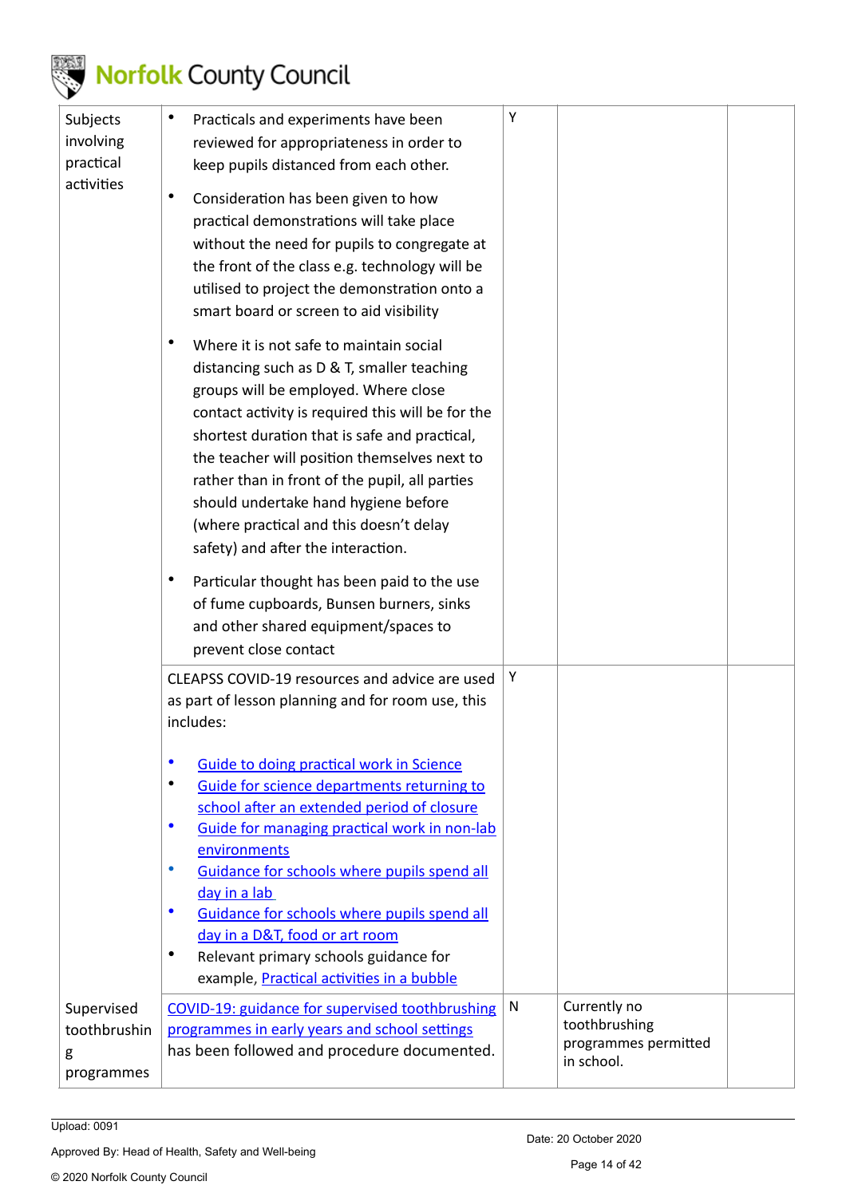| | | | | |
|---|---|---|---|---|
| Subjects involving practical activities | • Practicals and experiments have been reviewed for appropriateness in order to keep pupils distanced from each other.<br>• Consideration has been given to how practical demonstrations will take place without the need for pupils to congregate at the front of the class e.g. technology will be utilised to project the demonstration onto a smart board or screen to aid visibility<br>• Where it is not safe to maintain social distancing such as D & T, smaller teaching groups will be employed. Where close contact activity is required this will be for the shortest duration that is safe and practical, the teacher will position themselves next to rather than in front of the pupil, all parties should undertake hand hygiene before (where practical and this doesn't delay safety) and after the interaction.<br>• Particular thought has been paid to the use of fume cupboards, Bunsen burners, sinks and other shared equipment/spaces to prevent close contact | Y | | |
| | CLEAPSS COVID-19 resources and advice are used as part of lesson planning and for room use, this includes:<br>• Guide to doing practical work in Science<br>• Guide for science departments returning to school after an extended period of closure<br>• Guide for managing practical work in non-lab environments<br>• Guidance for schools where pupils spend all day in a lab<br>• Guidance for schools where pupils spend all day in a D&T, food or art room<br>• Relevant primary schools guidance for example, Practical activities in a bubble | Y | | |
| Supervised toothbrushing programmes | COVID-19: guidance for supervised toothbrushing programmes in early years and school settings has been followed and procedure documented. | N | Currently no toothbrushing programmes permitted in school. | |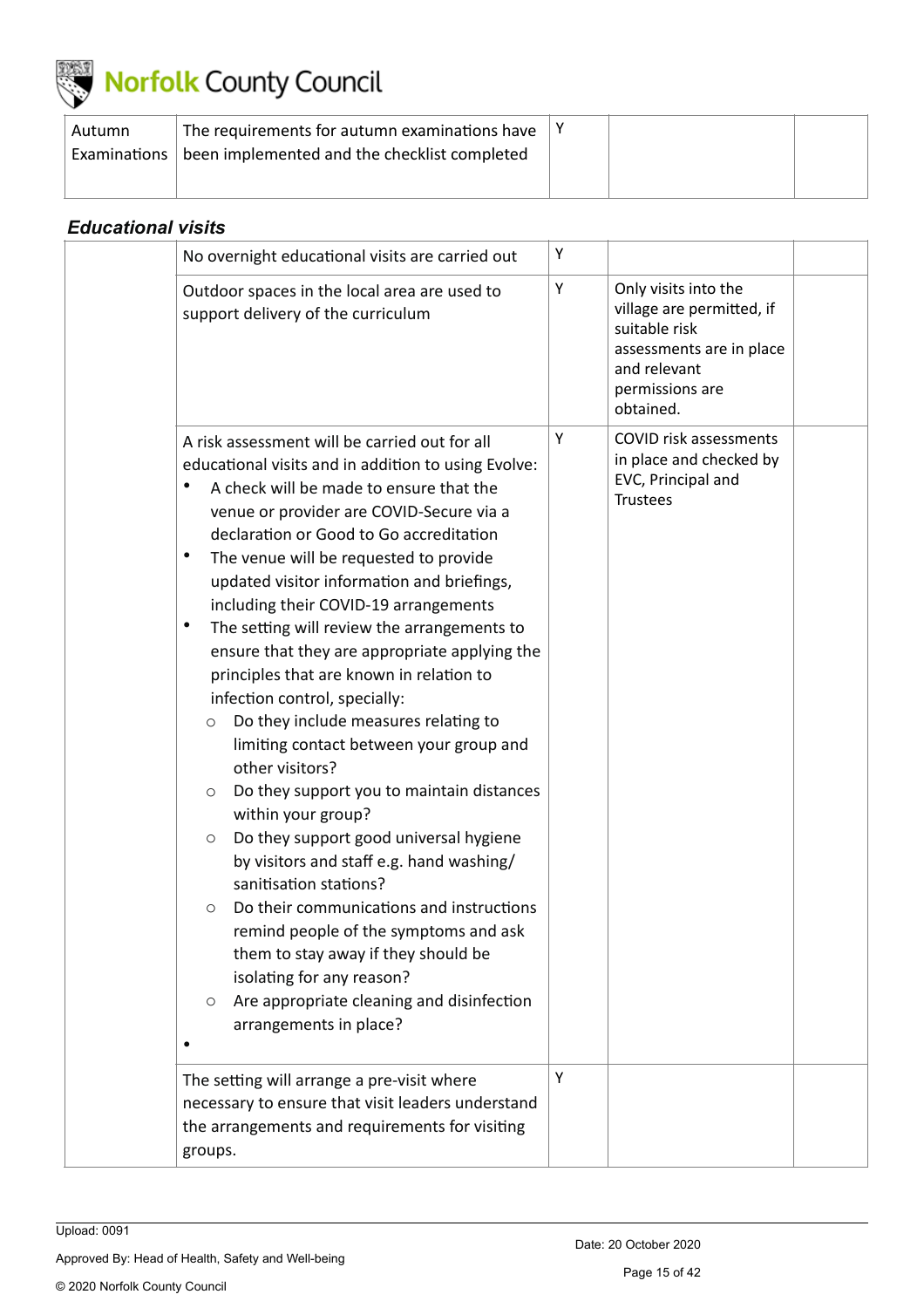| Autumn Examinations | The requirements for autumn examinations have been implemented and the checklist completed | Y | | |
|---|---|---|---|---|

### *Educational visits*

| | | | | |
|---|---|---|---|---|
| | No overnight educational visits are carried out | Y | | |
| | Outdoor spaces in the local area are used to support delivery of the curriculum | Y | Only visits into the village are permitted, if suitable risk assessments are in place and relevant permissions are obtained. | |
| | A risk assessment will be carried out for all educational visits and in addition to using Evolve:<br>• A check will be made to ensure that the venue or provider are COVID-Secure via a declaration or Good to Go accreditation<br>• The venue will be requested to provide updated visitor information and briefings, including their COVID-19 arrangements<br>• The setting will review the arrangements to ensure that they are appropriate applying the principles that are known in relation to infection control, specially:<br>○ Do they include measures relating to limiting contact between your group and other visitors?<br>○ Do they support you to maintain distances within your group?<br>○ Do they support good universal hygiene by visitors and staff e.g. hand washing/ sanitisation stations?<br>○ Do their communications and instructions remind people of the symptoms and ask them to stay away if they should be isolating for any reason?<br>○ Are appropriate cleaning and disinfection arrangements in place?<br>• | Y | COVID risk assessments in place and checked by EVC, Principal and Trustees | |
| | The setting will arrange a pre-visit where necessary to ensure that visit leaders understand the arrangements and requirements for visiting groups. | Y | | |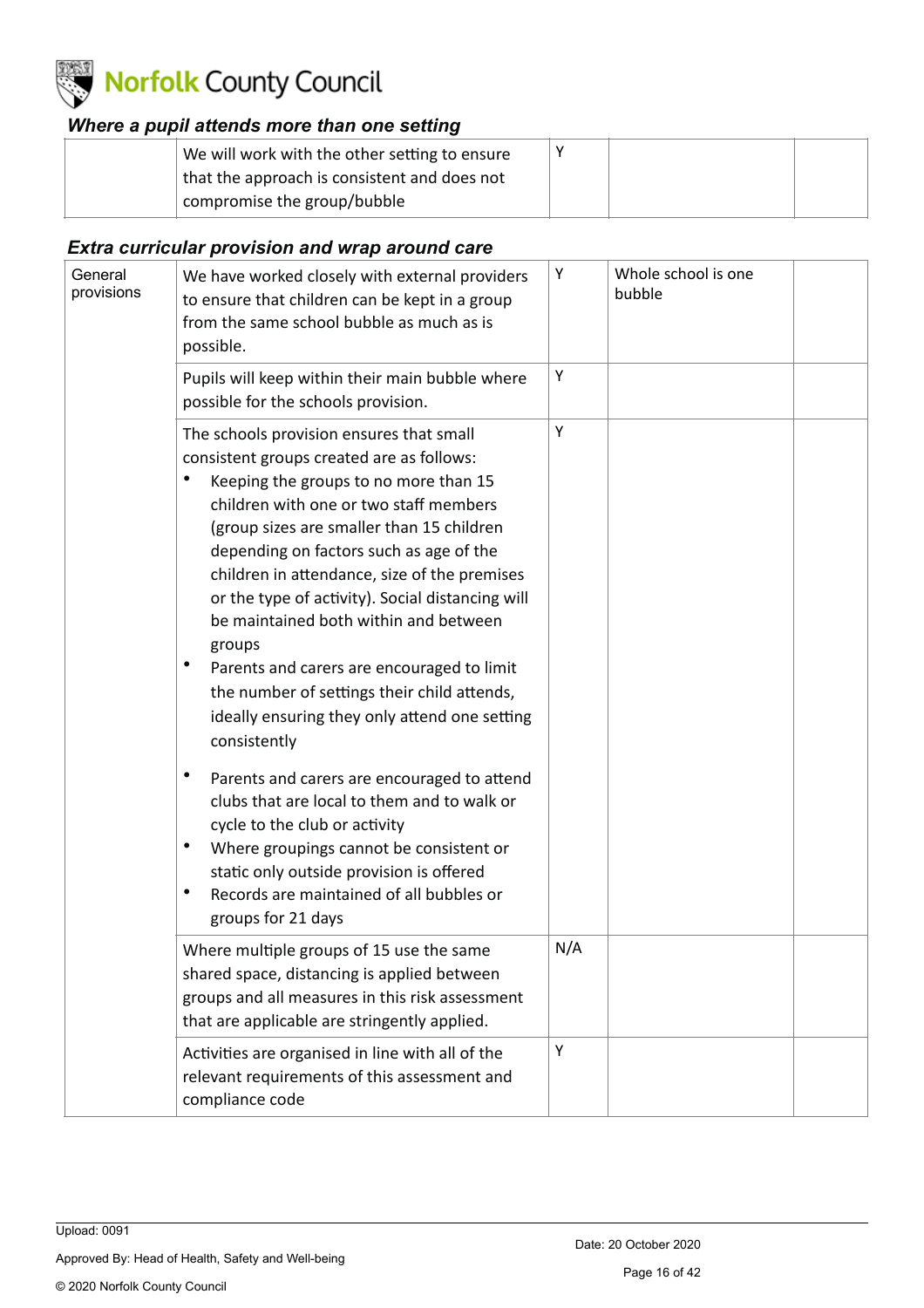### *Where a pupil attends more than one setting*

| | | | | |
|---|---|---|---|---|
| | We will work with the other setting to ensure that the approach is consistent and does not compromise the group/bubble | Y | | |

### *Extra curricular provision and wrap around care*

| | | | | |
|---|---|---|---|---|
| General provisions | We have worked closely with external providers to ensure that children can be kept in a group from the same school bubble as much as is possible. | Y | Whole school is one bubble | |
| | Pupils will keep within their main bubble where possible for the schools provision. | Y | | |
| | The schools provision ensures that small consistent groups created are as follows:<br>• Keeping the groups to no more than 15 children with one or two staff members (group sizes are smaller than 15 children depending on factors such as age of the children in attendance, size of the premises or the type of activity). Social distancing will be maintained both within and between groups<br>• Parents and carers are encouraged to limit the number of settings their child attends, ideally ensuring they only attend one setting consistently<br>• Parents and carers are encouraged to attend clubs that are local to them and to walk or cycle to the club or activity<br>• Where groupings cannot be consistent or static only outside provision is offered<br>• Records are maintained of all bubbles or groups for 21 days | Y | | |
| | Where multiple groups of 15 use the same shared space, distancing is applied between groups and all measures in this risk assessment that are applicable are stringently applied. | N/A | | |
| | Activities are organised in line with all of the relevant requirements of this assessment and compliance code | Y | | |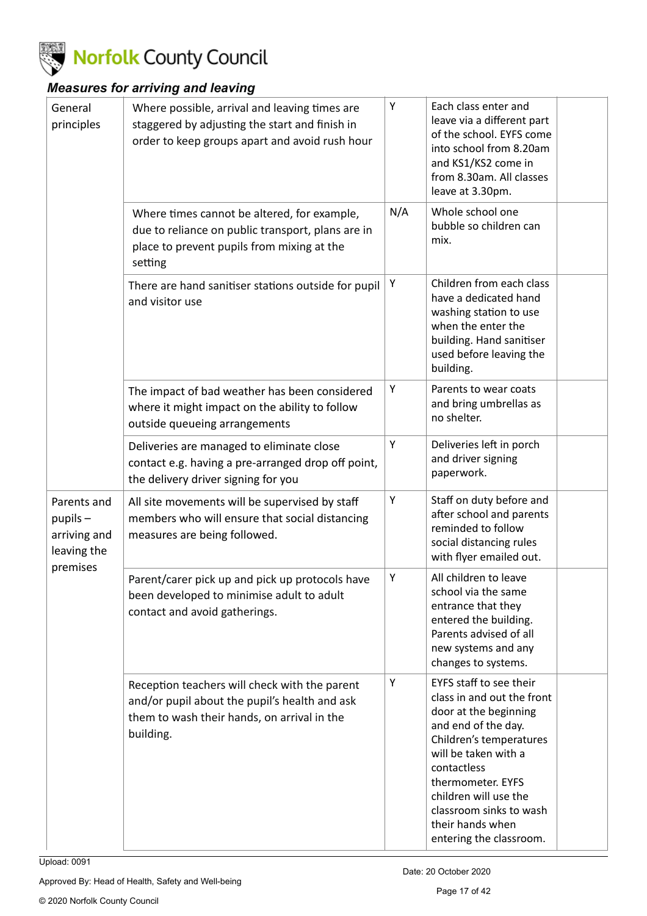### *Measures for arriving and leaving*

| | | | | |
|---|---|---|---|---|
| General principles | Where possible, arrival and leaving times are staggered by adjusting the start and finish in order to keep groups apart and avoid rush hour | Y | Each class enter and leave via a different part of the school. EYFS come into school from 8.20am and KS1/KS2 come in from 8.30am. All classes leave at 3.30pm. | |
| | Where times cannot be altered, for example, due to reliance on public transport, plans are in place to prevent pupils from mixing at the setting | N/A | Whole school one bubble so children can mix. | |
| | There are hand sanitiser stations outside for pupil and visitor use | Y | Children from each class have a dedicated hand washing station to use when the enter the building. Hand sanitiser used before leaving the building. | |
| | The impact of bad weather has been considered where it might impact on the ability to follow outside queueing arrangements | Y | Parents to wear coats and bring umbrellas as no shelter. | |
| | Deliveries are managed to eliminate close contact e.g. having a pre-arranged drop off point, the delivery driver signing for you | Y | Deliveries left in porch and driver signing paperwork. | |
| Parents and pupils – arriving and leaving the premises | All site movements will be supervised by staff members who will ensure that social distancing measures are being followed. | Y | Staff on duty before and after school and parents reminded to follow social distancing rules with flyer emailed out. | |
| | Parent/carer pick up and pick up protocols have been developed to minimise adult to adult contact and avoid gatherings. | Y | All children to leave school via the same entrance that they entered the building. Parents advised of all new systems and any changes to systems. | |
| | Reception teachers will check with the parent and/or pupil about the pupil's health and ask them to wash their hands, on arrival in the building. | Y | EYFS staff to see their class in and out the front door at the beginning and end of the day. Children's temperatures will be taken with a contactless thermometer. EYFS children will use the classroom sinks to wash their hands when entering the classroom. | |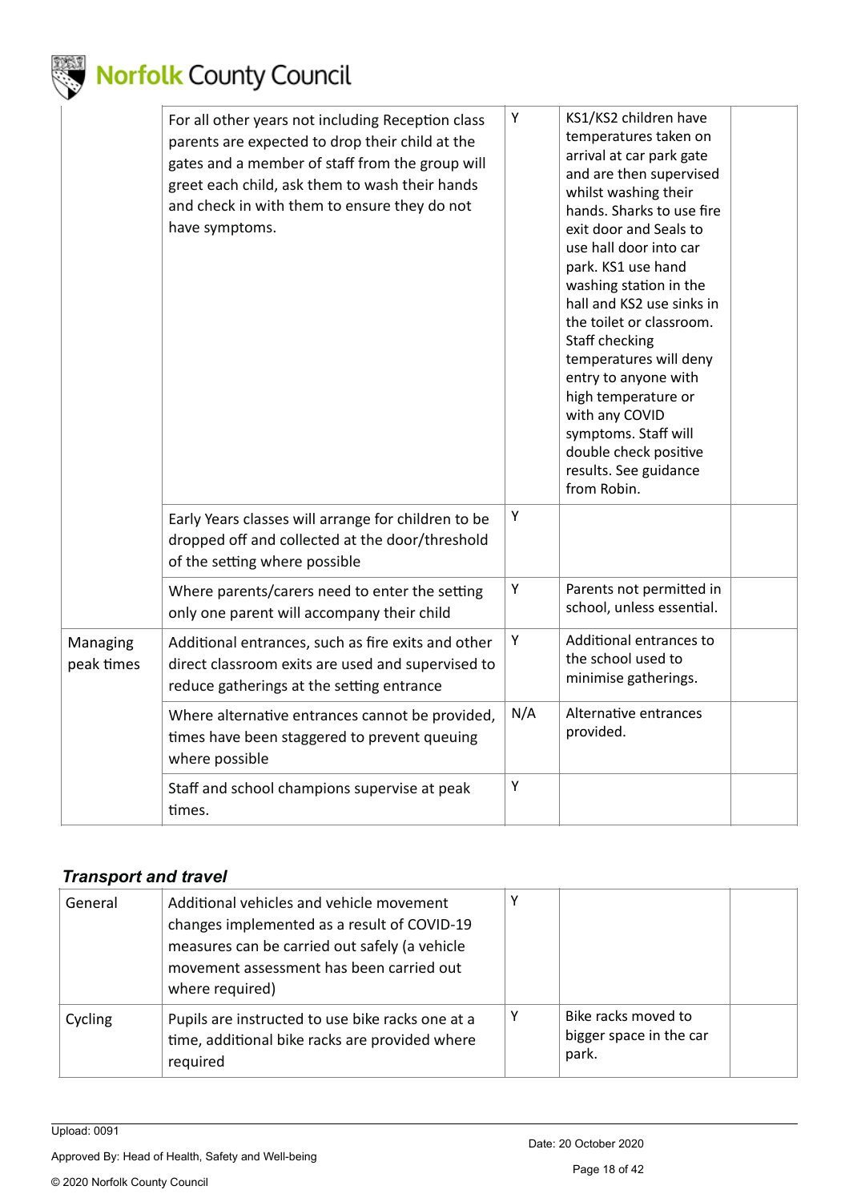| | | | | |
|---|---|---|---|---|
| | For all other years not including Reception class parents are expected to drop their child at the gates and a member of staff from the group will greet each child, ask them to wash their hands and check in with them to ensure they do not have symptoms. | Y | KS1/KS2 children have temperatures taken on arrival at car park gate and are then supervised whilst washing their hands. Sharks to use fire exit door and Seals to use hall door into car park. KS1 use hand washing station in the hall and KS2 use sinks in the toilet or classroom. Staff checking temperatures will deny entry to anyone with high temperature or with any COVID symptoms. Staff will double check positive results. See guidance from Robin. | |
| | Early Years classes will arrange for children to be dropped off and collected at the door/threshold of the setting where possible | Y | | |
| | Where parents/carers need to enter the setting only one parent will accompany their child | Y | Parents not permitted in school, unless essential. | |
| Managing peak times | Additional entrances, such as fire exits and other direct classroom exits are used and supervised to reduce gatherings at the setting entrance | Y | Additional entrances to the school used to minimise gatherings. | |
| | Where alternative entrances cannot be provided, times have been staggered to prevent queuing where possible | N/A | Alternative entrances provided. | |
| | Staff and school champions supervise at peak times. | Y | | |

### *Transport and travel*

| | | | | |
|---|---|---|---|---|
| General | Additional vehicles and vehicle movement changes implemented as a result of COVID-19 measures can be carried out safely (a vehicle movement assessment has been carried out where required) | Y | | |
| Cycling | Pupils are instructed to use bike racks one at a time, additional bike racks are provided where required | Y | Bike racks moved to bigger space in the car park. | |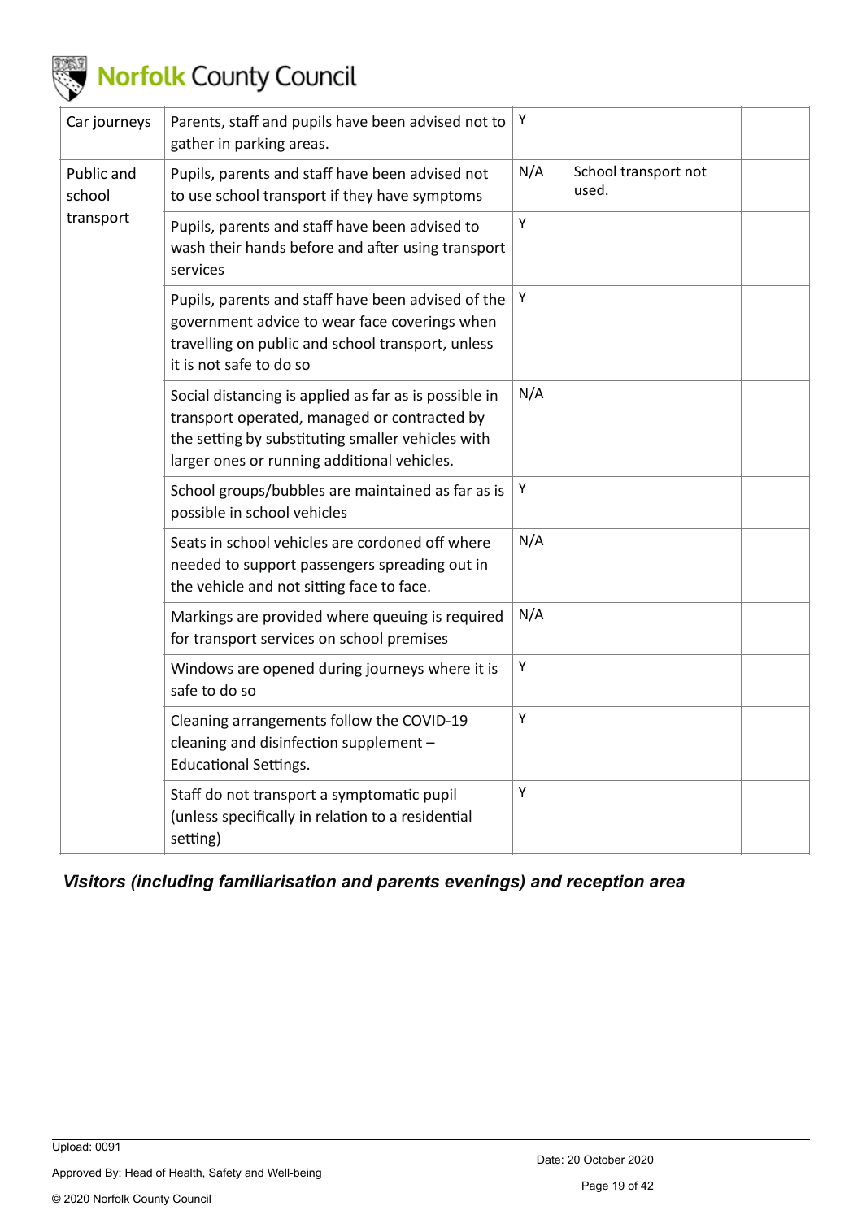| | | | | |
|---|---|---|---|---|
| Car journeys | Parents, staff and pupils have been advised not to gather in parking areas. | Y | | |
| Public and school transport | Pupils, parents and staff have been advised not to use school transport if they have symptoms | N/A | School transport not used. | |
| | Pupils, parents and staff have been advised to wash their hands before and after using transport services | Y | | |
| | Pupils, parents and staff have been advised of the government advice to wear face coverings when travelling on public and school transport, unless it is not safe to do so | Y | | |
| | Social distancing is applied as far as is possible in transport operated, managed or contracted by the setting by substituting smaller vehicles with larger ones or running additional vehicles. | N/A | | |
| | School groups/bubbles are maintained as far as is possible in school vehicles | Y | | |
| | Seats in school vehicles are cordoned off where needed to support passengers spreading out in the vehicle and not sitting face to face. | N/A | | |
| | Markings are provided where queuing is required for transport services on school premises | N/A | | |
| | Windows are opened during journeys where it is safe to do so | Y | | |
| | Cleaning arrangements follow the COVID-19 cleaning and disinfection supplement – Educational Settings. | Y | | |
| | Staff do not transport a symptomatic pupil (unless specifically in relation to a residential setting) | Y | | |

### *Visitors (including familiarisation and parents evenings) and reception area*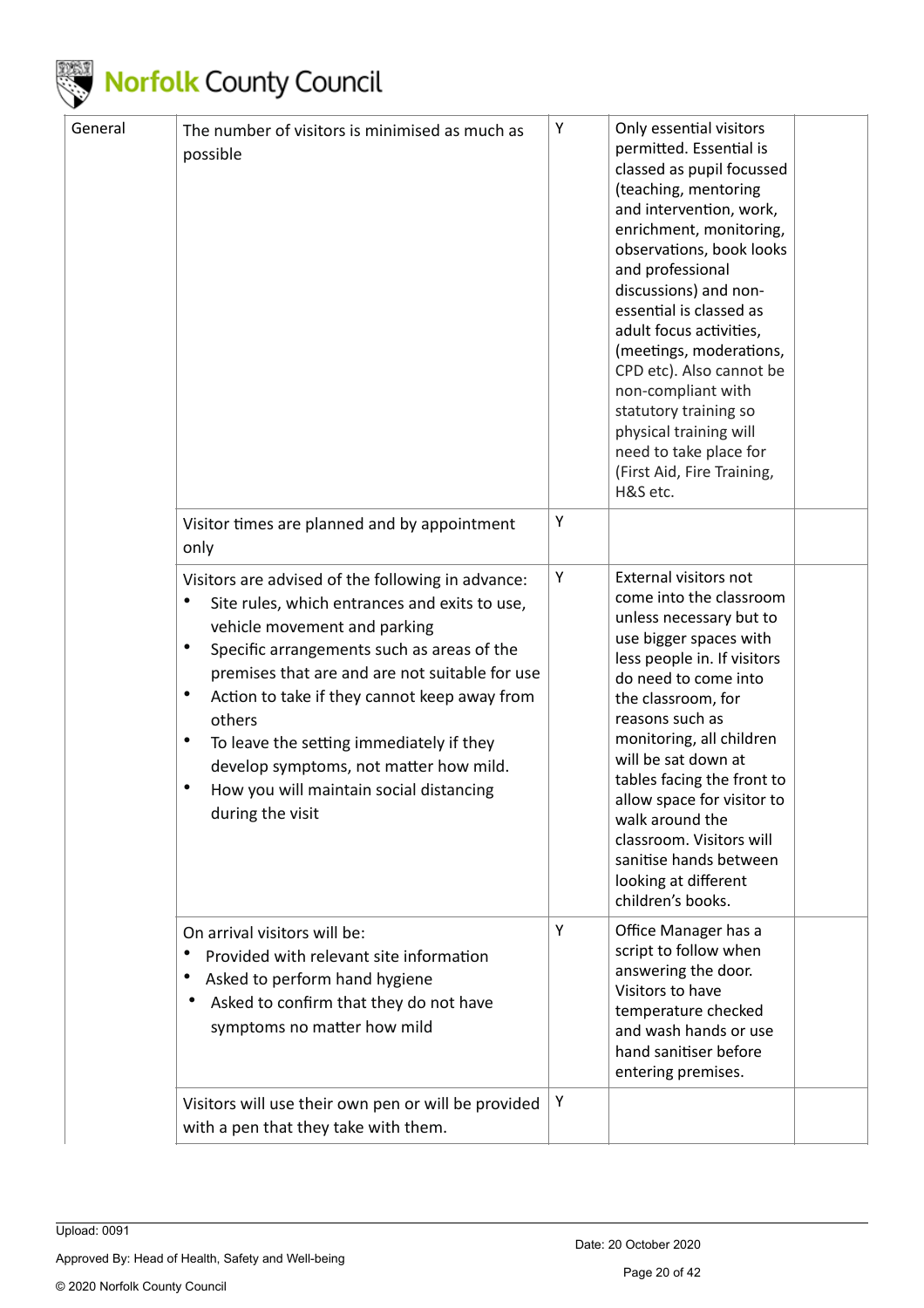| | | | | |
|---|---|---|---|---|
| General | The number of visitors is minimised as much as possible | Y | Only essential visitors permitted. Essential is classed as pupil focussed (teaching, mentoring and intervention, work, enrichment, monitoring, observations, book looks and professional discussions) and non-essential is classed as adult focus activities, (meetings, moderations, CPD etc). Also cannot be non-compliant with statutory training so physical training will need to take place for (First Aid, Fire Training, H&S etc. | |
| | Visitor times are planned and by appointment only | Y | | |
| | Visitors are advised of the following in advance:<br>• Site rules, which entrances and exits to use, vehicle movement and parking<br>• Specific arrangements such as areas of the premises that are and are not suitable for use<br>• Action to take if they cannot keep away from others<br>• To leave the setting immediately if they develop symptoms, not matter how mild.<br>• How you will maintain social distancing during the visit | Y | External visitors not come into the classroom unless necessary but to use bigger spaces with less people in. If visitors do need to come into the classroom, for reasons such as monitoring, all children will be sat down at tables facing the front to allow space for visitor to walk around the classroom. Visitors will sanitise hands between looking at different children's books. | |
| | On arrival visitors will be:<br>• Provided with relevant site information<br>• Asked to perform hand hygiene<br>• Asked to confirm that they do not have symptoms no matter how mild | Y | Office Manager has a script to follow when answering the door. Visitors to have temperature checked and wash hands or use hand sanitiser before entering premises. | |
| | Visitors will use their own pen or will be provided with a pen that they take with them. | Y | | |

Upload: 0091

Approved By: Head of Health, Safety and Well-being

Date: 20 October 2020

© 2020 Norfolk County Council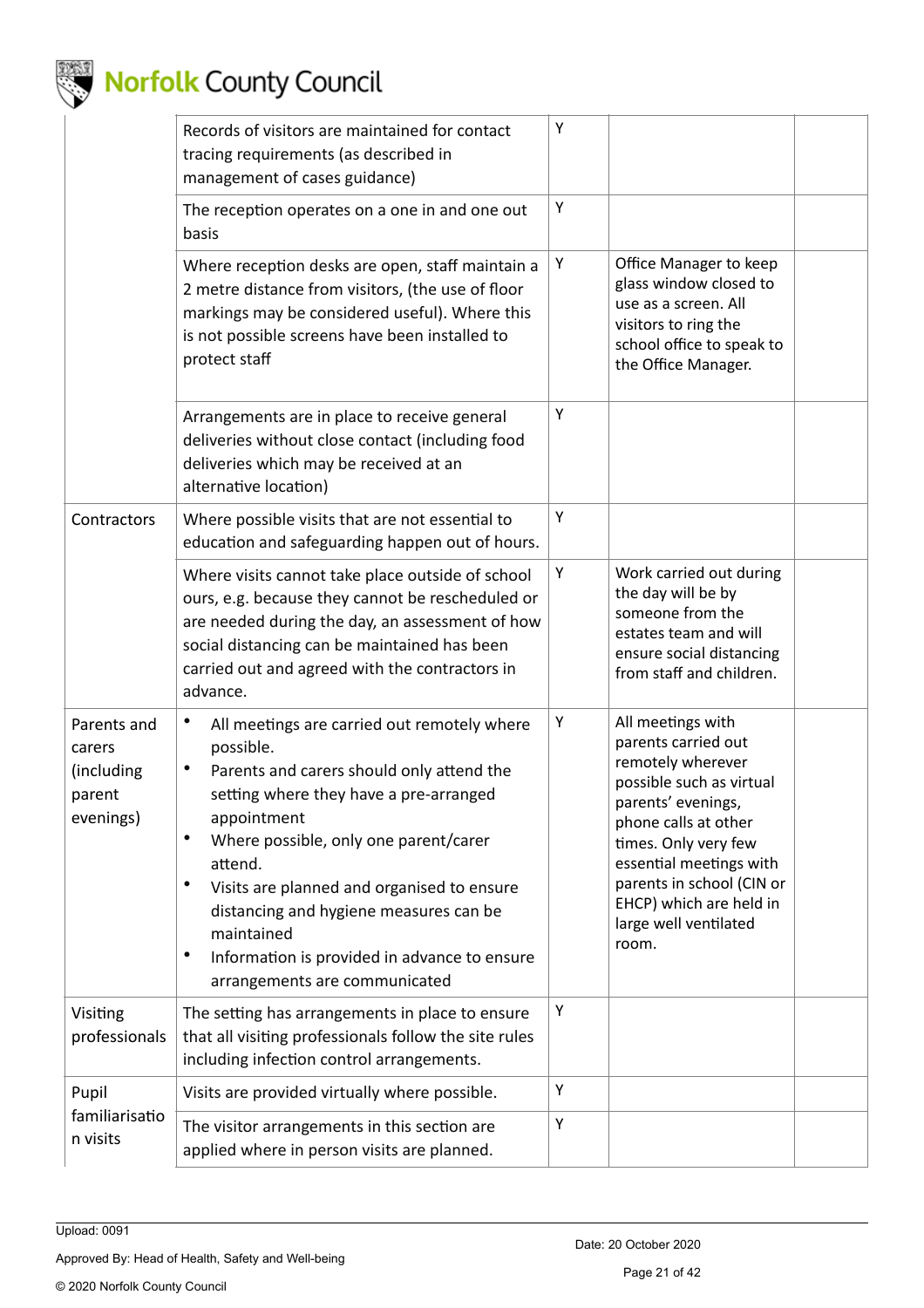| | | | | |
|---|---|---|---|---|
| | Records of visitors are maintained for contact tracing requirements (as described in management of cases guidance) | Y | | |
| | The reception operates on a one in and one out basis | Y | | |
| | Where reception desks are open, staff maintain a 2 metre distance from visitors, (the use of floor markings may be considered useful). Where this is not possible screens have been installed to protect staff | Y | Office Manager to keep glass window closed to use as a screen. All visitors to ring the school office to speak to the Office Manager. | |
| | Arrangements are in place to receive general deliveries without close contact (including food deliveries which may be received at an alternative location) | Y | | |
| Contractors | Where possible visits that are not essential to education and safeguarding happen out of hours. | Y | | |
| | Where visits cannot take place outside of school ours, e.g. because they cannot be rescheduled or are needed during the day, an assessment of how social distancing can be maintained has been carried out and agreed with the contractors in advance. | Y | Work carried out during the day will be by someone from the estates team and will ensure social distancing from staff and children. | |
| Parents and carers (including parent evenings) | • All meetings are carried out remotely where possible.<br>• Parents and carers should only attend the setting where they have a pre-arranged appointment<br>• Where possible, only one parent/carer attend.<br>• Visits are planned and organised to ensure distancing and hygiene measures can be maintained<br>• Information is provided in advance to ensure arrangements are communicated | Y | All meetings with parents carried out remotely wherever possible such as virtual parents' evenings, phone calls at other times. Only very few essential meetings with parents in school (CIN or EHCP) which are held in large well ventilated room. | |
| Visiting professionals | The setting has arrangements in place to ensure that all visiting professionals follow the site rules including infection control arrangements. | Y | | |
| Pupil familiarisation visits | Visits are provided virtually where possible. | Y | | |
| | The visitor arrangements in this section are applied where in person visits are planned. | Y | | |

Upload: 0091

Approved By: Head of Health, Safety and Well-being

Date: 20 October 2020

© 2020 Norfolk County Council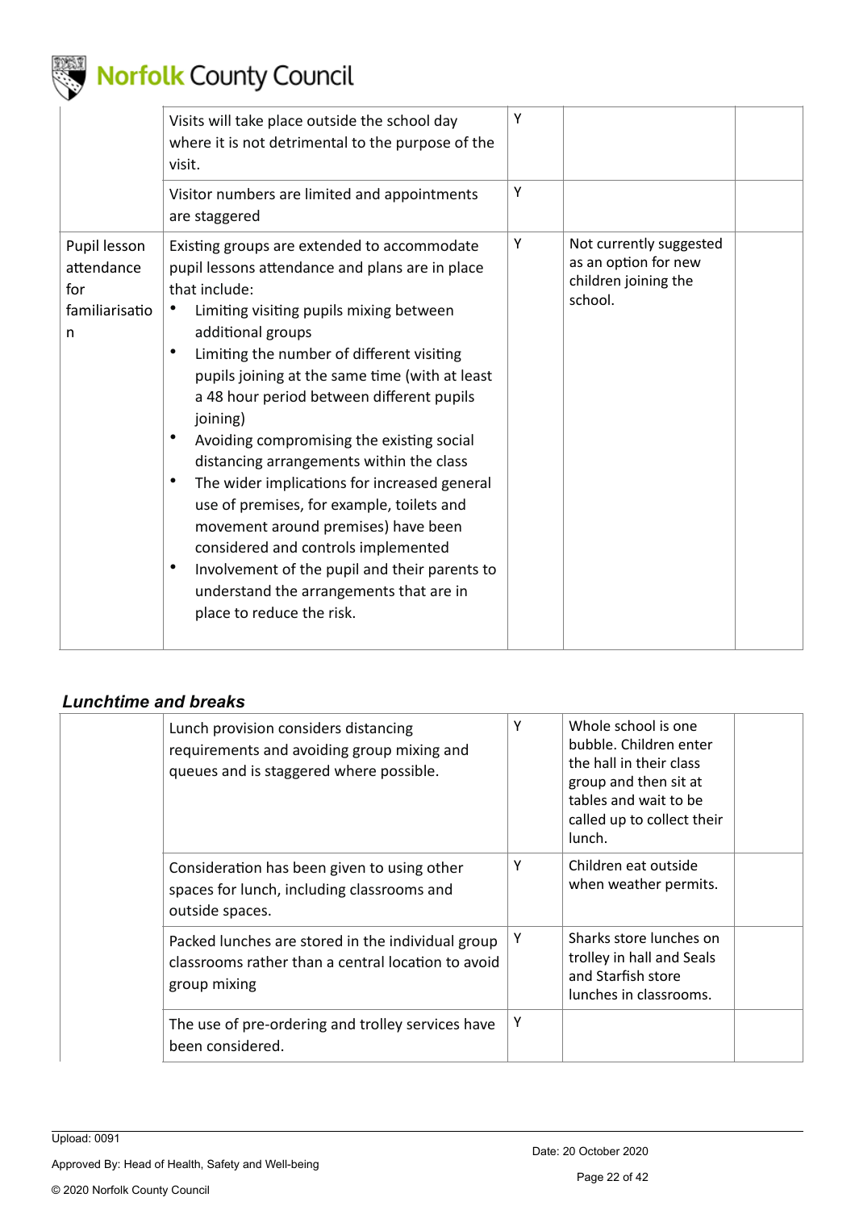| | | | | |
|---|---|---|---|---|
| | Visits will take place outside the school day where it is not detrimental to the purpose of the visit. | Y | | |
| | Visitor numbers are limited and appointments are staggered | Y | | |
| Pupil lesson attendance for familiarisation | Existing groups are extended to accommodate pupil lessons attendance and plans are in place that include:<br>• Limiting visiting pupils mixing between additional groups<br>• Limiting the number of different visiting pupils joining at the same time (with at least a 48 hour period between different pupils joining)<br>• Avoiding compromising the existing social distancing arrangements within the class<br>• The wider implications for increased general use of premises, for example, toilets and movement around premises) have been considered and controls implemented<br>• Involvement of the pupil and their parents to understand the arrangements that are in place to reduce the risk. | Y | Not currently suggested as an option for new children joining the school. | |

### *Lunchtime and breaks*

| | | | | |
|---|---|---|---|---|
| | Lunch provision considers distancing requirements and avoiding group mixing and queues and is staggered where possible. | Y | Whole school is one bubble. Children enter the hall in their class group and then sit at tables and wait to be called up to collect their lunch. | |
| | Consideration has been given to using other spaces for lunch, including classrooms and outside spaces. | Y | Children eat outside when weather permits. | |
| | Packed lunches are stored in the individual group classrooms rather than a central location to avoid group mixing | Y | Sharks store lunches on trolley in hall and Seals and Starfish store lunches in classrooms. | |
| | The use of pre-ordering and trolley services have been considered. | Y | | |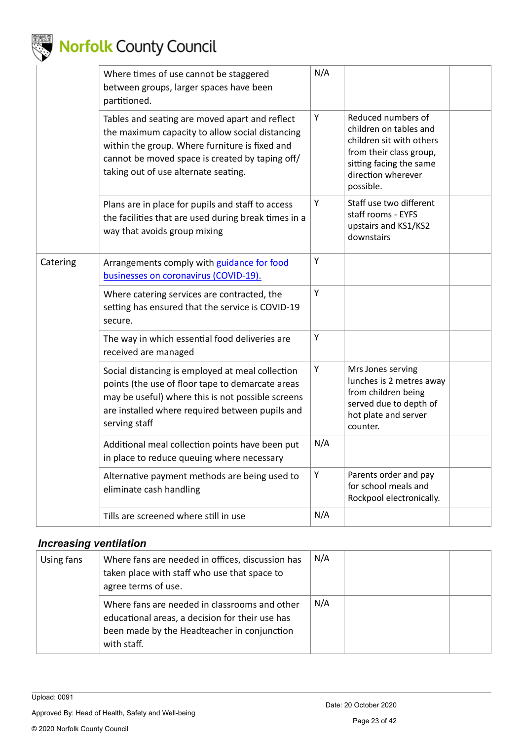| | | | | |
|---|---|---|---|---|
| | Where times of use cannot be staggered between groups, larger spaces have been partitioned. | N/A | | |
| | Tables and seating are moved apart and reflect the maximum capacity to allow social distancing within the group. Where furniture is fixed and cannot be moved space is created by taping off/ taking out of use alternate seating. | Y | Reduced numbers of children on tables and children sit with others from their class group, sitting facing the same direction wherever possible. | |
| | Plans are in place for pupils and staff to access the facilities that are used during break times in a way that avoids group mixing | Y | Staff use two different staff rooms - EYFS upstairs and KS1/KS2 downstairs | |
| Catering | Arrangements comply with [guidance for food businesses on coronavirus (COVID-19).]() | Y | | |
| | Where catering services are contracted, the setting has ensured that the service is COVID-19 secure. | Y | | |
| | The way in which essential food deliveries are received are managed | Y | | |
| | Social distancing is employed at meal collection points (the use of floor tape to demarcate areas may be useful) where this is not possible screens are installed where required between pupils and serving staff | Y | Mrs Jones serving lunches is 2 metres away from children being served due to depth of hot plate and server counter. | |
| | Additional meal collection points have been put in place to reduce queuing where necessary | N/A | | |
| | Alternative payment methods are being used to eliminate cash handling | Y | Parents order and pay for school meals and Rockpool electronically. | |
| | Tills are screened where still in use | N/A | | |

### *Increasing ventilation*

| | | | | |
|---|---|---|---|---|
| Using fans | Where fans are needed in offices, discussion has taken place with staff who use that space to agree terms of use. | N/A | | |
| | Where fans are needed in classrooms and other educational areas, a decision for their use has been made by the Headteacher in conjunction with staff. | N/A | | |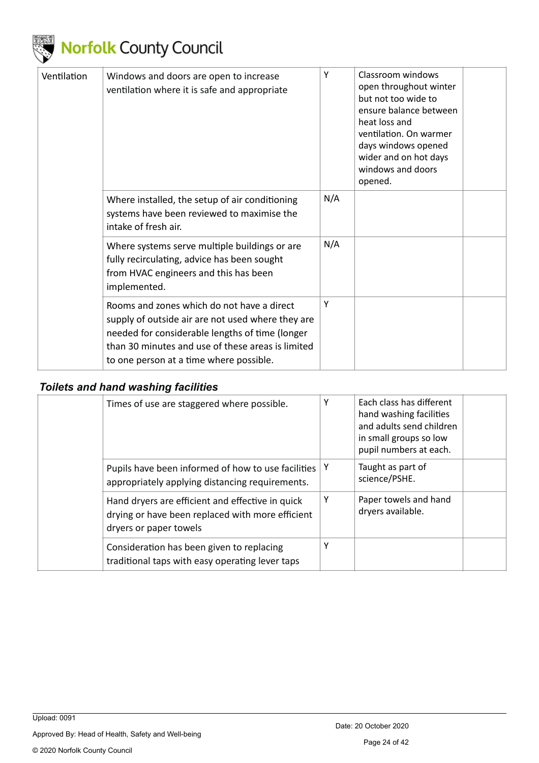| | | | | |
|---|---|---|---|---|
| Ventilation | Windows and doors are open to increase ventilation where it is safe and appropriate | Y | Classroom windows open throughout winter but not too wide to ensure balance between heat loss and ventilation. On warmer days windows opened wider and on hot days windows and doors opened. | |
| | Where installed, the setup of air conditioning systems have been reviewed to maximise the intake of fresh air. | N/A | | |
| | Where systems serve multiple buildings or are fully recirculating, advice has been sought from HVAC engineers and this has been implemented. | N/A | | |
| | Rooms and zones which do not have a direct supply of outside air are not used where they are needed for considerable lengths of time (longer than 30 minutes and use of these areas is limited to one person at a time where possible. | Y | | |

### *Toilets and hand washing facilities*

| | | | | |
|---|---|---|---|---|
| | Times of use are staggered where possible. | Y | Each class has different hand washing facilities and adults send children in small groups so low pupil numbers at each. | |
| | Pupils have been informed of how to use facilities appropriately applying distancing requirements. | Y | Taught as part of science/PSHE. | |
| | Hand dryers are efficient and effective in quick drying or have been replaced with more efficient dryers or paper towels | Y | Paper towels and hand dryers available. | |
| | Consideration has been given to replacing traditional taps with easy operating lever taps | Y | | |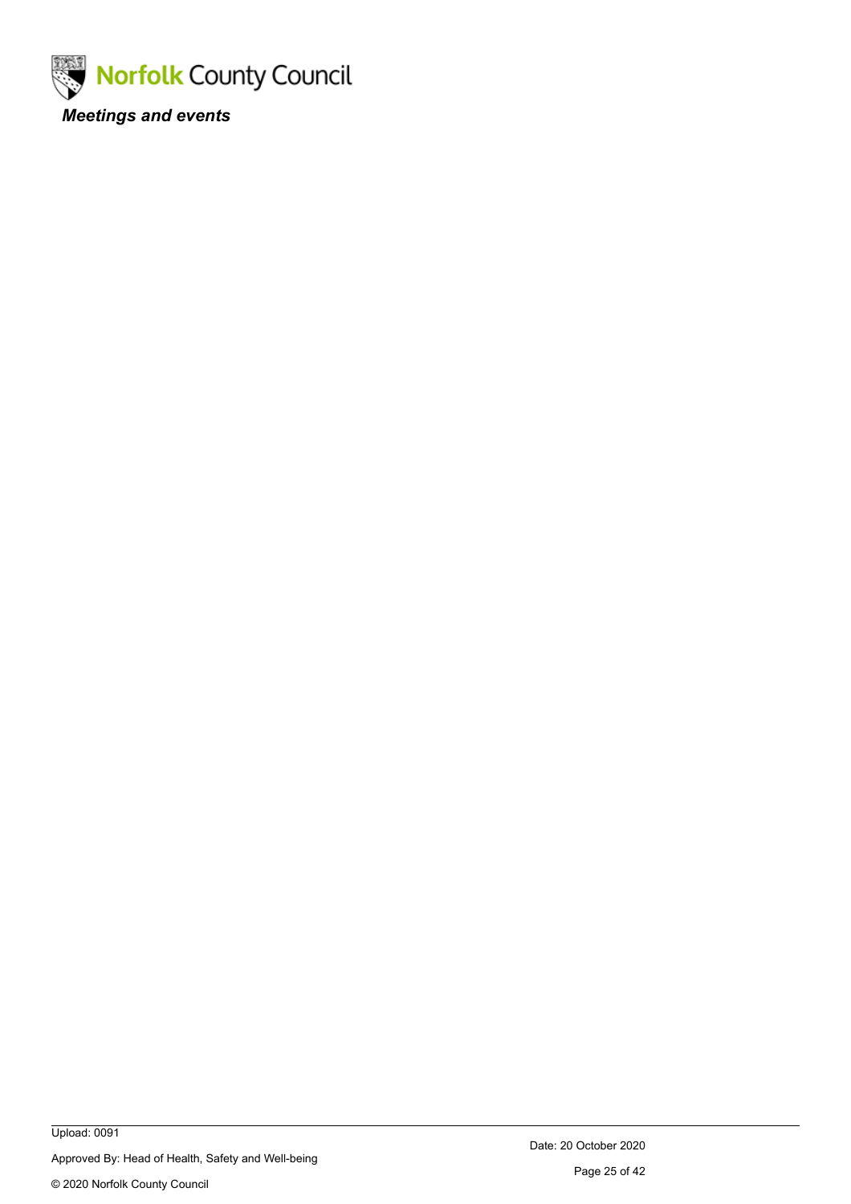***Meetings and events***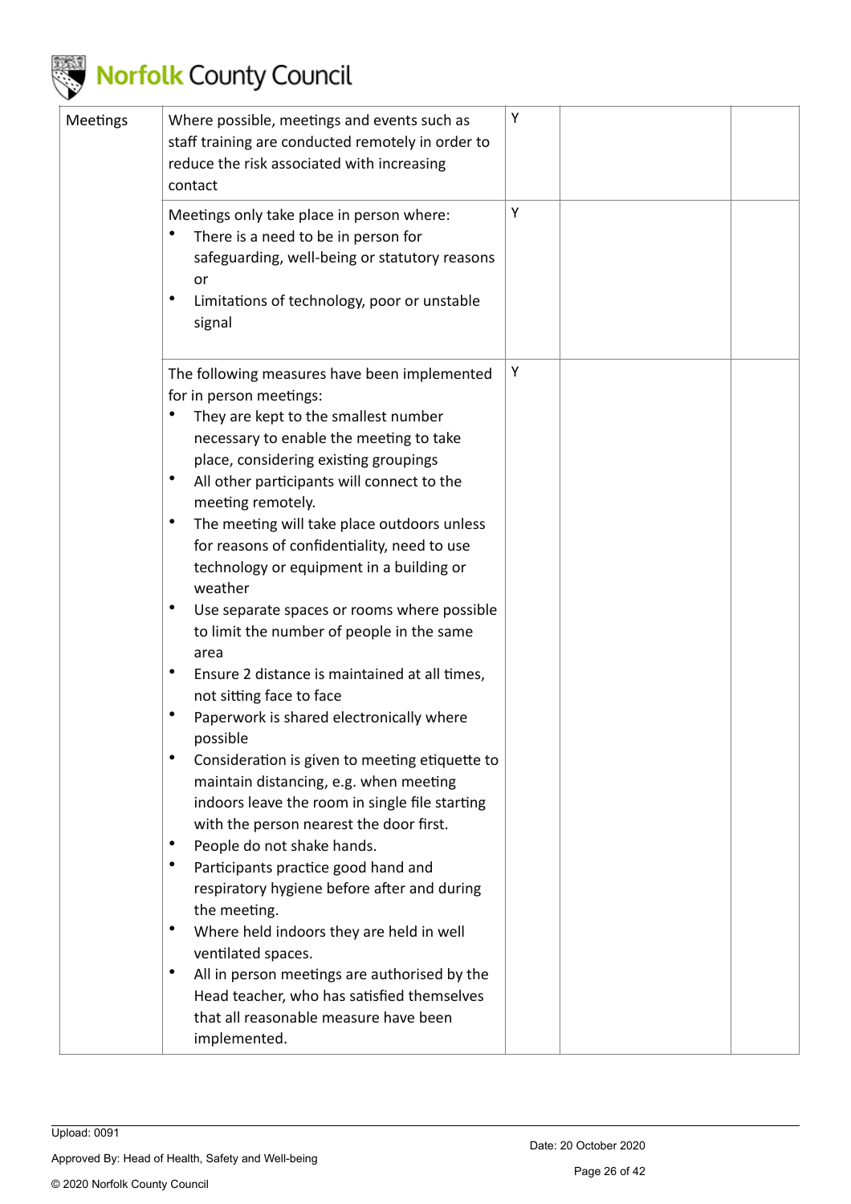| Meetings | Where possible, meetings and events such as staff training are conducted remotely in order to reduce the risk associated with increasing contact | Y | | |
|---|---|---|---|---|
| | Meetings only take place in person where:<br>• There is a need to be in person for safeguarding, well-being or statutory reasons or<br>• Limitations of technology, poor or unstable signal | Y | | |
| | The following measures have been implemented for in person meetings:<br>• They are kept to the smallest number necessary to enable the meeting to take place, considering existing groupings<br>• All other participants will connect to the meeting remotely.<br>• The meeting will take place outdoors unless for reasons of confidentiality, need to use technology or equipment in a building or weather<br>• Use separate spaces or rooms where possible to limit the number of people in the same area<br>• Ensure 2 distance is maintained at all times, not sitting face to face<br>• Paperwork is shared electronically where possible<br>• Consideration is given to meeting etiquette to maintain distancing, e.g. when meeting indoors leave the room in single file starting with the person nearest the door first.<br>• People do not shake hands.<br>• Participants practice good hand and respiratory hygiene before after and during the meeting.<br>• Where held indoors they are held in well ventilated spaces.<br>• All in person meetings are authorised by the Head teacher, who has satisfied themselves that all reasonable measure have been implemented. | Y | | |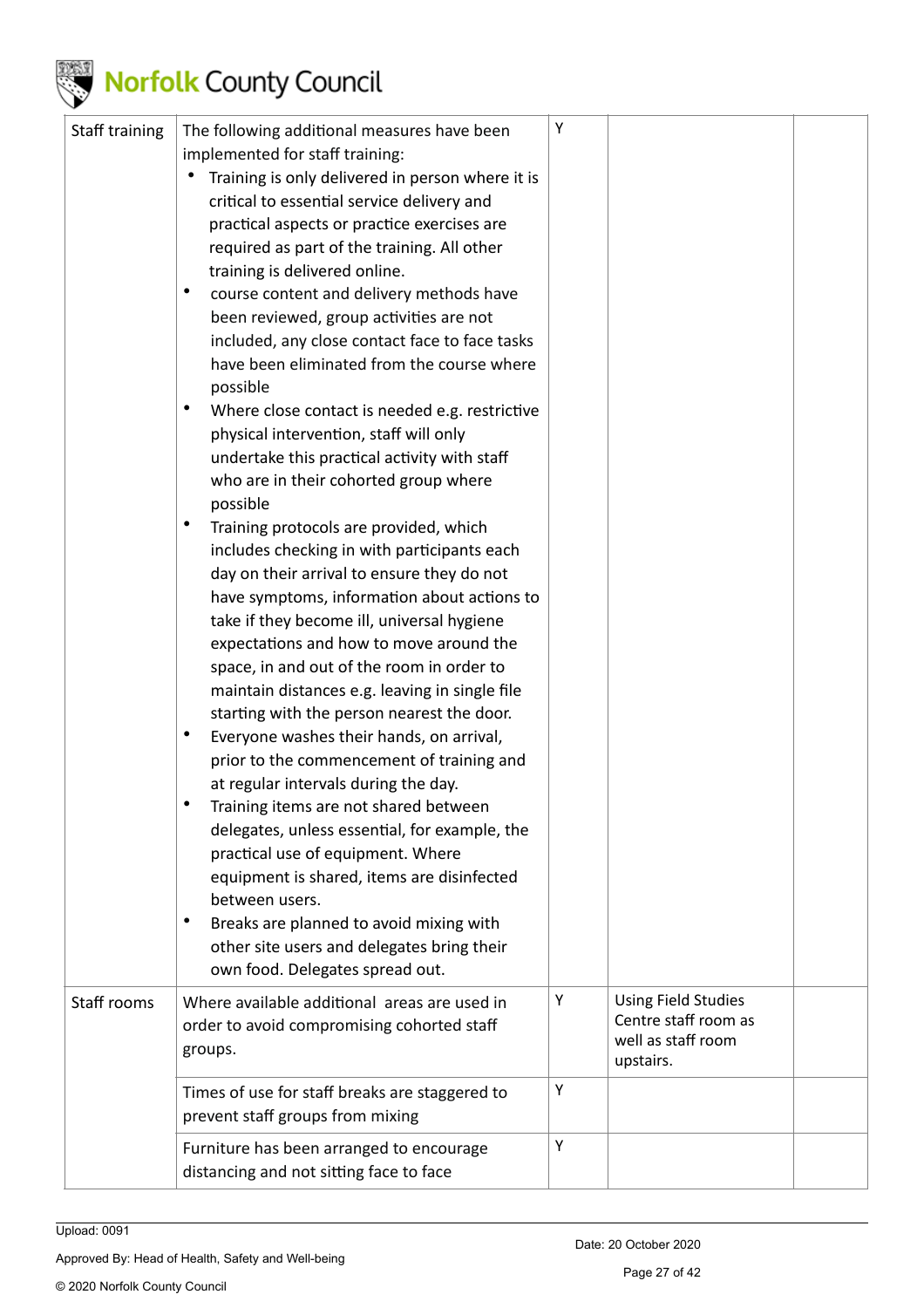| Staff training | The following additional measures have been implemented for staff training:<br>• Training is only delivered in person where it is critical to essential service delivery and practical aspects or practice exercises are required as part of the training. All other training is delivered online.<br>• course content and delivery methods have been reviewed, group activities are not included, any close contact face to face tasks have been eliminated from the course where possible<br>• Where close contact is needed e.g. restrictive physical intervention, staff will only undertake this practical activity with staff who are in their cohorted group where possible<br>• Training protocols are provided, which includes checking in with participants each day on their arrival to ensure they do not have symptoms, information about actions to take if they become ill, universal hygiene expectations and how to move around the space, in and out of the room in order to maintain distances e.g. leaving in single file starting with the person nearest the door.<br>• Everyone washes their hands, on arrival, prior to the commencement of training and at regular intervals during the day.<br>• Training items are not shared between delegates, unless essential, for example, the practical use of equipment. Where equipment is shared, items are disinfected between users.<br>• Breaks are planned to avoid mixing with other site users and delegates bring their own food. Delegates spread out. | Y | | |
|---|---|---|---|---|
| Staff rooms | Where available additional areas are used in order to avoid compromising cohorted staff groups. | Y | Using Field Studies Centre staff room as well as staff room upstairs. | |
| | Times of use for staff breaks are staggered to prevent staff groups from mixing | Y | | |
| | Furniture has been arranged to encourage distancing and not sitting face to face | Y | | |

Upload: 0091

Approved By: Head of Health, Safety and Well-being

Date: 20 October 2020

© 2020 Norfolk County Council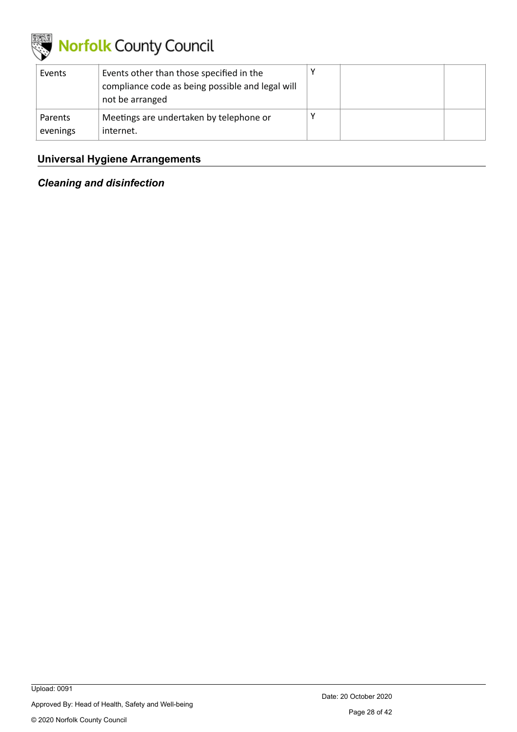| Events | Events other than those specified in the compliance code as being possible and legal will not be arranged | Y | | |
|---|---|---|---|---|
| Parents evenings | Meetings are undertaken by telephone or internet. | Y | | |

## Universal Hygiene Arrangements

### *Cleaning and disinfection*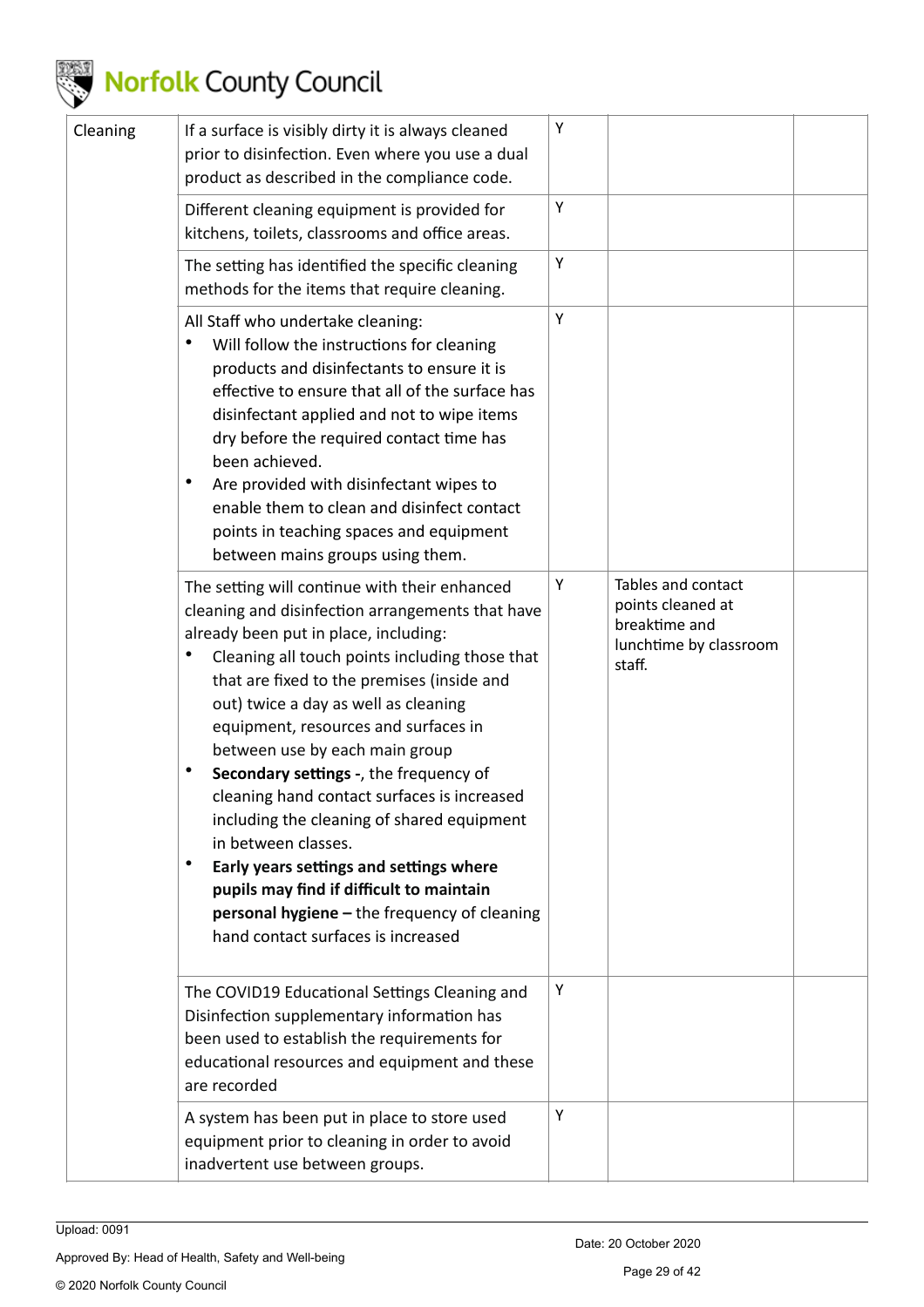| Cleaning | If a surface is visibly dirty it is always cleaned prior to disinfection. Even where you use a dual product as described in the compliance code. | Y | | |
|---|---|---|---|---|
| | Different cleaning equipment is provided for kitchens, toilets, classrooms and office areas. | Y | | |
| | The setting has identified the specific cleaning methods for the items that require cleaning. | Y | | |
| | All Staff who undertake cleaning:<br>• Will follow the instructions for cleaning products and disinfectants to ensure it is effective to ensure that all of the surface has disinfectant applied and not to wipe items dry before the required contact time has been achieved.<br>• Are provided with disinfectant wipes to enable them to clean and disinfect contact points in teaching spaces and equipment between mains groups using them. | Y | | |
| | The setting will continue with their enhanced cleaning and disinfection arrangements that have already been put in place, including:<br>• Cleaning all touch points including those that that are fixed to the premises (inside and out) twice a day as well as cleaning equipment, resources and surfaces in between use by each main group<br>• **Secondary settings -**, the frequency of cleaning hand contact surfaces is increased including the cleaning of shared equipment in between classes.<br>• **Early years settings and settings where pupils may find if difficult to maintain personal hygiene –** the frequency of cleaning hand contact surfaces is increased | Y | Tables and contact points cleaned at breaktime and lunchtime by classroom staff. | |
| | The COVID19 Educational Settings Cleaning and Disinfection supplementary information has been used to establish the requirements for educational resources and equipment and these are recorded | Y | | |
| | A system has been put in place to store used equipment prior to cleaning in order to avoid inadvertent use between groups. | Y | | |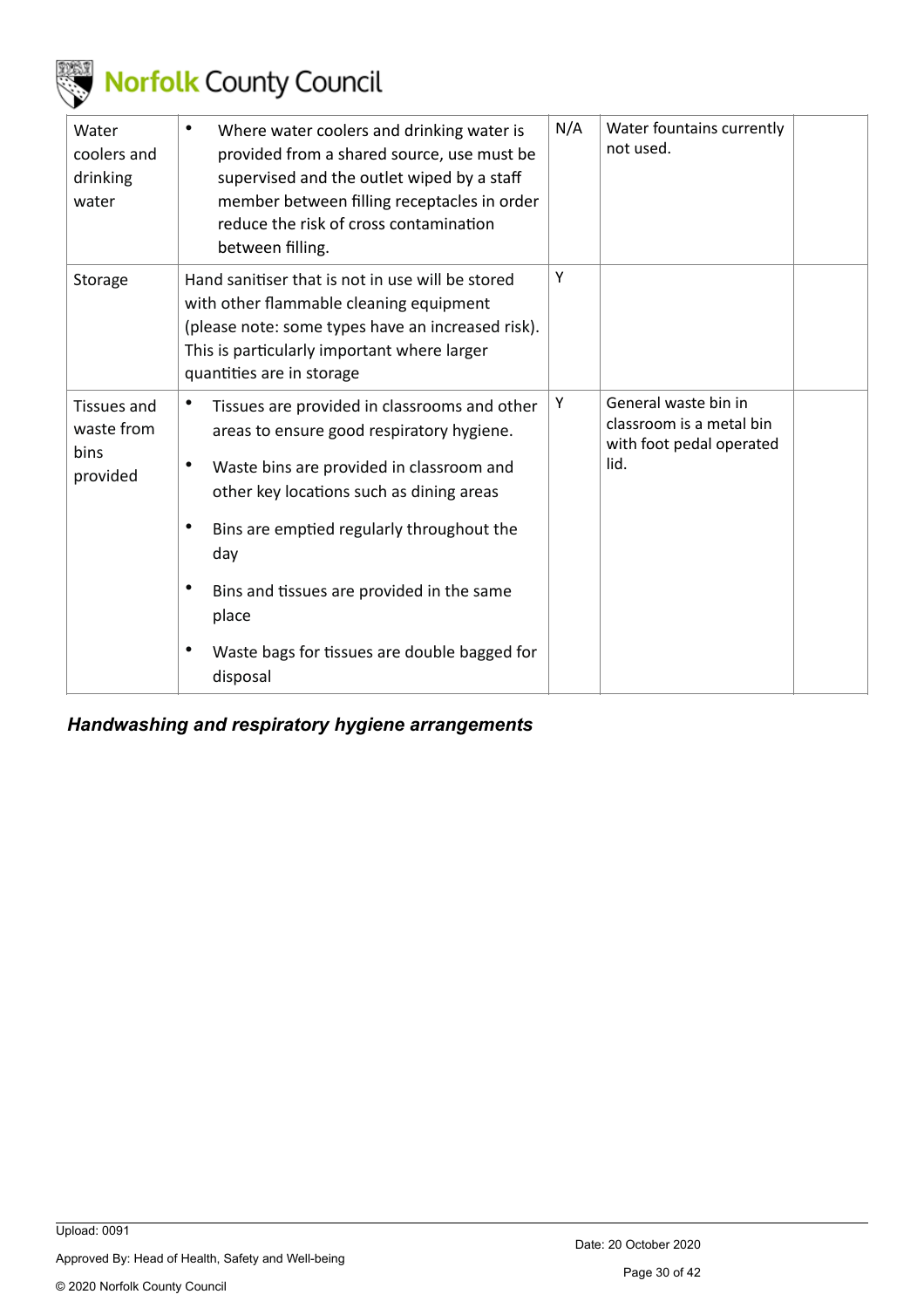| | | | | |
|---|---|---|---|---|
| Water coolers and drinking water | • Where water coolers and drinking water is provided from a shared source, use must be supervised and the outlet wiped by a staff member between filling receptacles in order reduce the risk of cross contamination between filling. | N/A | Water fountains currently not used. | |
| Storage | Hand sanitiser that is not in use will be stored with other flammable cleaning equipment (please note: some types have an increased risk). This is particularly important where larger quantities are in storage | Y | | |
| Tissues and waste from bins provided | • Tissues are provided in classrooms and other areas to ensure good respiratory hygiene.<br>• Waste bins are provided in classroom and other key locations such as dining areas<br>• Bins are emptied regularly throughout the day<br>• Bins and tissues are provided in the same place<br>• Waste bags for tissues are double bagged for disposal | Y | General waste bin in classroom is a metal bin with foot pedal operated lid. | |

***Handwashing and respiratory hygiene arrangements***

Upload: 0091

Approved By: Head of Health, Safety and Well-being

© 2020 Norfolk County Council

Date: 20 October 2020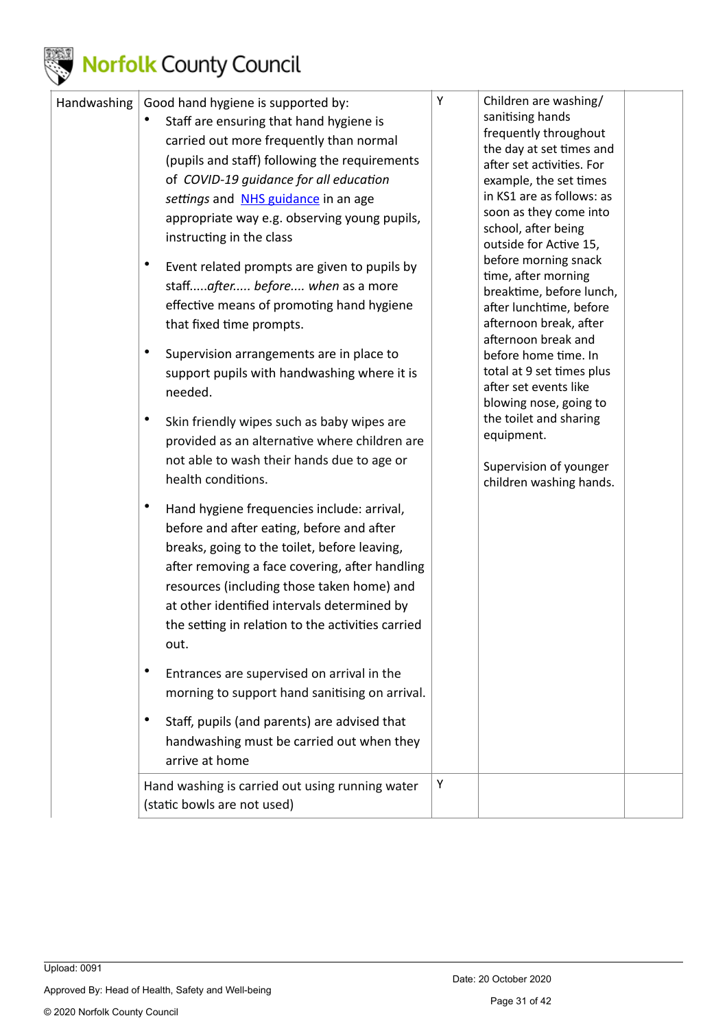| Handwashing | Good hand hygiene is supported by:<br>• Staff are ensuring that hand hygiene is carried out more frequently than normal (pupils and staff) following the requirements of *COVID-19 guidance for all education settings* and [NHS guidance](NHS guidance) in an age appropriate way e.g. observing young pupils, instructing in the class<br>• Event related prompts are given to pupils by staff.....*after..... before.... when* as a more effective means of promoting hand hygiene that fixed time prompts.<br>• Supervision arrangements are in place to support pupils with handwashing where it is needed.<br>• Skin friendly wipes such as baby wipes are provided as an alternative where children are not able to wash their hands due to age or health conditions.<br>• Hand hygiene frequencies include: arrival, before and after eating, before and after breaks, going to the toilet, before leaving, after removing a face covering, after handling resources (including those taken home) and at other identified intervals determined by the setting in relation to the activities carried out.<br>• Entrances are supervised on arrival in the morning to support hand sanitising on arrival.<br>• Staff, pupils (and parents) are advised that handwashing must be carried out when they arrive at home | Y | Children are washing/ sanitising hands frequently throughout the day at set times and after set activities. For example, the set times in KS1 are as follows: as soon as they come into school, after being outside for Active 15, before morning snack time, after morning breaktime, before lunch, after lunchtime, before afternoon break, after afternoon break and before home time. In total at 9 set times plus after set events like blowing nose, going to the toilet and sharing equipment.<br><br>Supervision of younger children washing hands. | |
|---|---|---|---|---|
| | Hand washing is carried out using running water (static bowls are not used) | Y | | |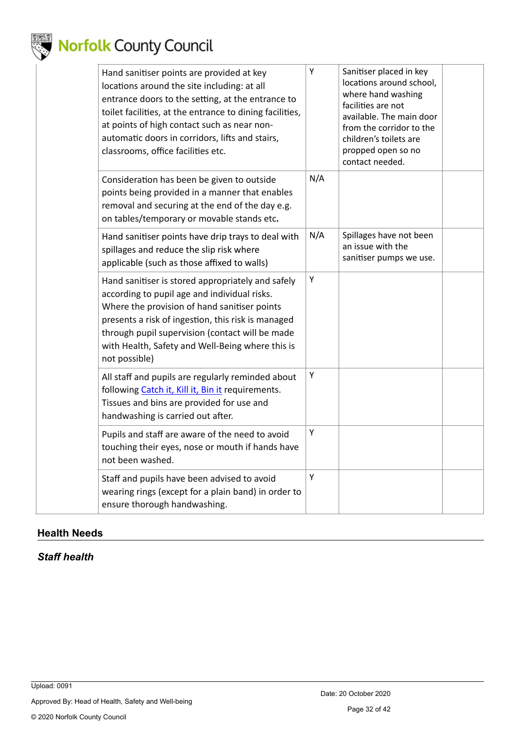| | | | | |
|---|---|---|---|---|
| | Hand sanitiser points are provided at key locations around the site including: at all entrance doors to the setting, at the entrance to toilet facilities, at the entrance to dining facilities, at points of high contact such as near non-automatic doors in corridors, lifts and stairs, classrooms, office facilities etc. | Y | Sanitiser placed in key locations around school, where hand washing facilities are not available. The main door from the corridor to the children's toilets are propped open so no contact needed. | |
| | Consideration has been be given to outside points being provided in a manner that enables removal and securing at the end of the day e.g. on tables/temporary or movable stands etc. | N/A | | |
| | Hand sanitiser points have drip trays to deal with spillages and reduce the slip risk where applicable (such as those affixed to walls) | N/A | Spillages have not been an issue with the sanitiser pumps we use. | |
| | Hand sanitiser is stored appropriately and safely according to pupil age and individual risks. Where the provision of hand sanitiser points presents a risk of ingestion, this risk is managed through pupil supervision (contact will be made with Health, Safety and Well-Being where this is not possible) | Y | | |
| | All staff and pupils are regularly reminded about following Catch it, Kill it, Bin it requirements. Tissues and bins are provided for use and handwashing is carried out after. | Y | | |
| | Pupils and staff are aware of the need to avoid touching their eyes, nose or mouth if hands have not been washed. | Y | | |
| | Staff and pupils have been advised to avoid wearing rings (except for a plain band) in order to ensure thorough handwashing. | Y | | |

## Health Needs

### *Staff health*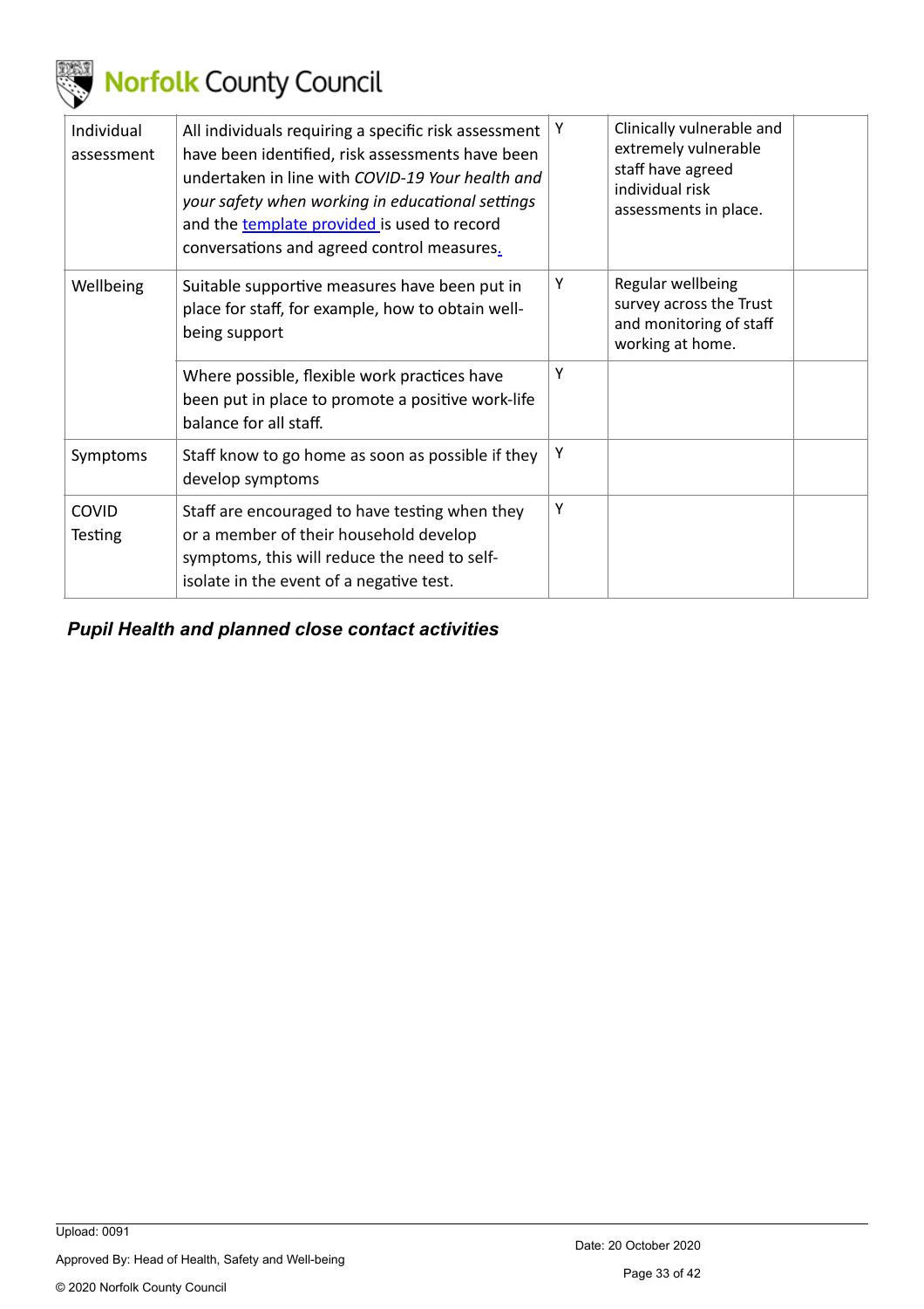| | | | | |
|---|---|---|---|---|
| Individual assessment | All individuals requiring a specific risk assessment have been identified, risk assessments have been undertaken in line with *COVID-19 Your health and your safety when working in educational settings* and the template provided is used to record conversations and agreed control measures. | Y | Clinically vulnerable and extremely vulnerable staff have agreed individual risk assessments in place. | |
| Wellbeing | Suitable supportive measures have been put in place for staff, for example, how to obtain well-being support | Y | Regular wellbeing survey across the Trust and monitoring of staff working at home. | |
| | Where possible, flexible work practices have been put in place to promote a positive work-life balance for all staff. | Y | | |
| Symptoms | Staff know to go home as soon as possible if they develop symptoms | Y | | |
| COVID Testing | Staff are encouraged to have testing when they or a member of their household develop symptoms, this will reduce the need to self-isolate in the event of a negative test. | Y | | |

### *Pupil Health and planned close contact activities*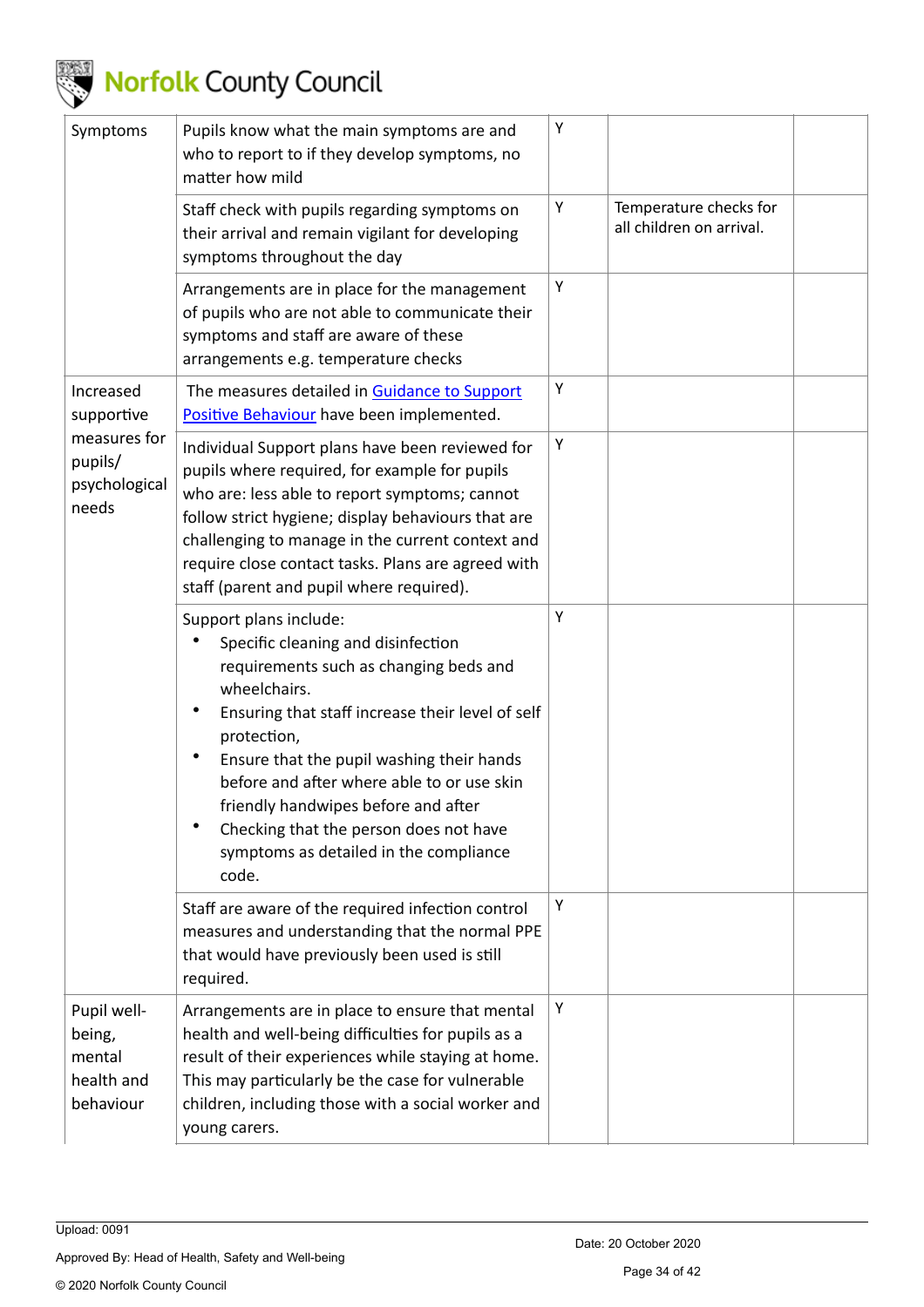| | | | | |
|---|---|---|---|---|
| Symptoms | Pupils know what the main symptoms are and who to report to if they develop symptoms, no matter how mild | Y | | |
| | Staff check with pupils regarding symptoms on their arrival and remain vigilant for developing symptoms throughout the day | Y | Temperature checks for all children on arrival. | |
| | Arrangements are in place for the management of pupils who are not able to communicate their symptoms and staff are aware of these arrangements e.g. temperature checks | Y | | |
| Increased supportive measures for pupils/ psychological needs | The measures detailed in [Guidance to Support Positive Behaviour] have been implemented. | Y | | |
| | Individual Support plans have been reviewed for pupils where required, for example for pupils who are: less able to report symptoms; cannot follow strict hygiene; display behaviours that are challenging to manage in the current context and require close contact tasks. Plans are agreed with staff (parent and pupil where required). | Y | | |
| | Support plans include:<br>• Specific cleaning and disinfection requirements such as changing beds and wheelchairs.<br>• Ensuring that staff increase their level of self protection,<br>• Ensure that the pupil washing their hands before and after where able to or use skin friendly handwipes before and after<br>• Checking that the person does not have symptoms as detailed in the compliance code. | Y | | |
| | Staff are aware of the required infection control measures and understanding that the normal PPE that would have previously been used is still required. | Y | | |
| Pupil well-being, mental health and behaviour | Arrangements are in place to ensure that mental health and well-being difficulties for pupils as a result of their experiences while staying at home. This may particularly be the case for vulnerable children, including those with a social worker and young carers. | Y | | |

Upload: 0091

Approved By: Head of Health, Safety and Well-being

Date: 20 October 2020

© 2020 Norfolk County Council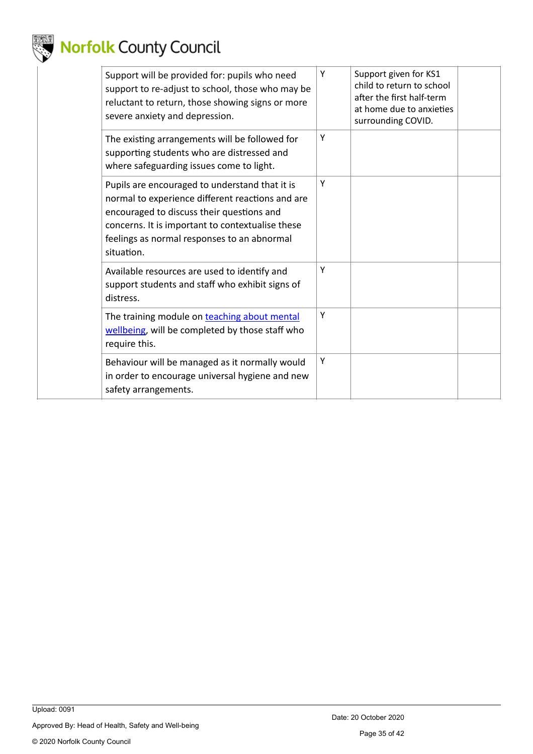| | | | | |
|---|---|---|---|---|
| | Support will be provided for: pupils who need support to re-adjust to school, those who may be reluctant to return, those showing signs or more severe anxiety and depression. | Y | Support given for KS1 child to return to school after the first half-term at home due to anxieties surrounding COVID. | |
| | The existing arrangements will be followed for supporting students who are distressed and where safeguarding issues come to light. | Y | | |
| | Pupils are encouraged to understand that it is normal to experience different reactions and are encouraged to discuss their questions and concerns. It is important to contextualise these feelings as normal responses to an abnormal situation. | Y | | |
| | Available resources are used to identify and support students and staff who exhibit signs of distress. | Y | | |
| | The training module on teaching about mental wellbeing, will be completed by those staff who require this. | Y | | |
| | Behaviour will be managed as it normally would in order to encourage universal hygiene and new safety arrangements. | Y | | |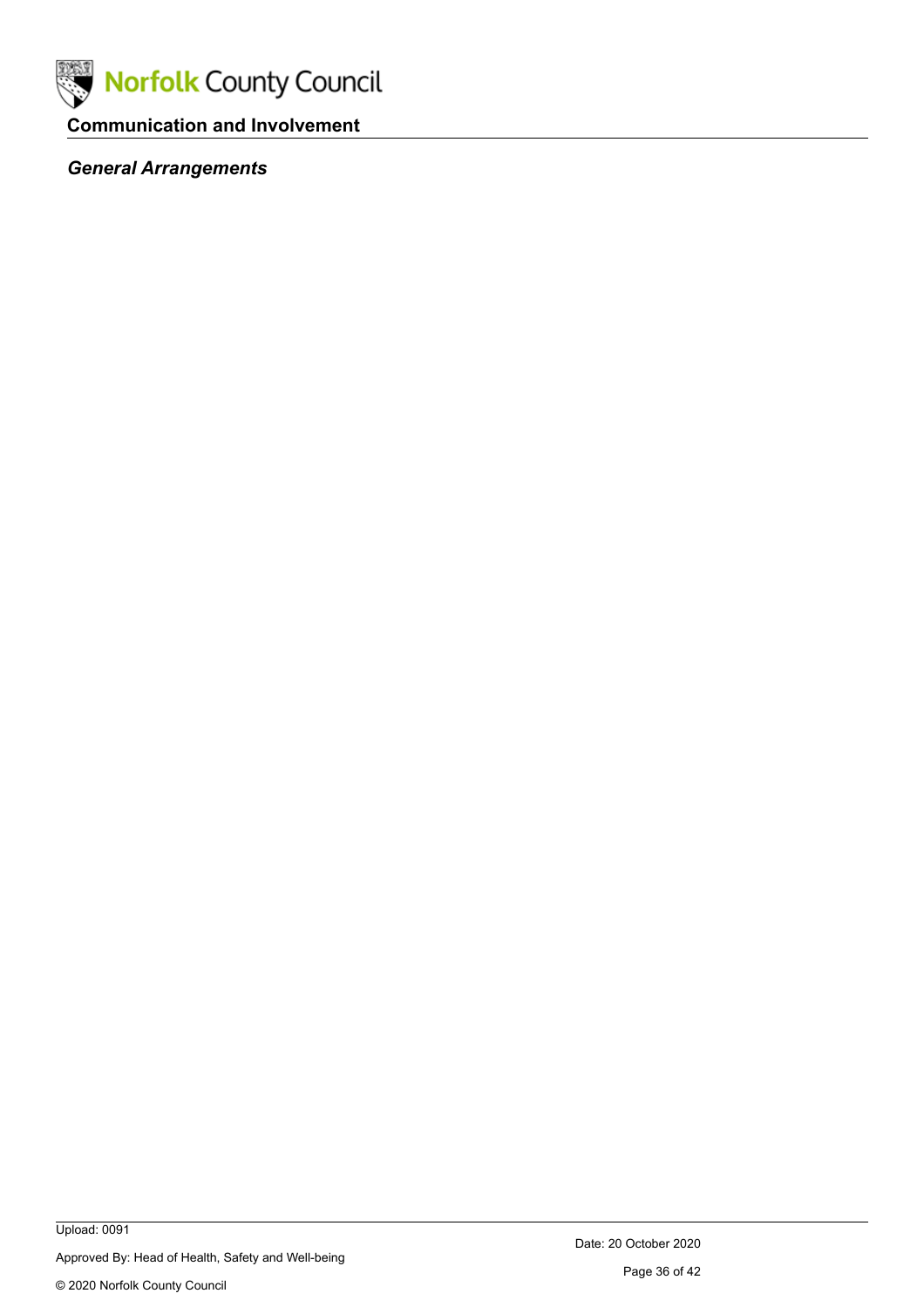## Communication and Involvement

### *General Arrangements*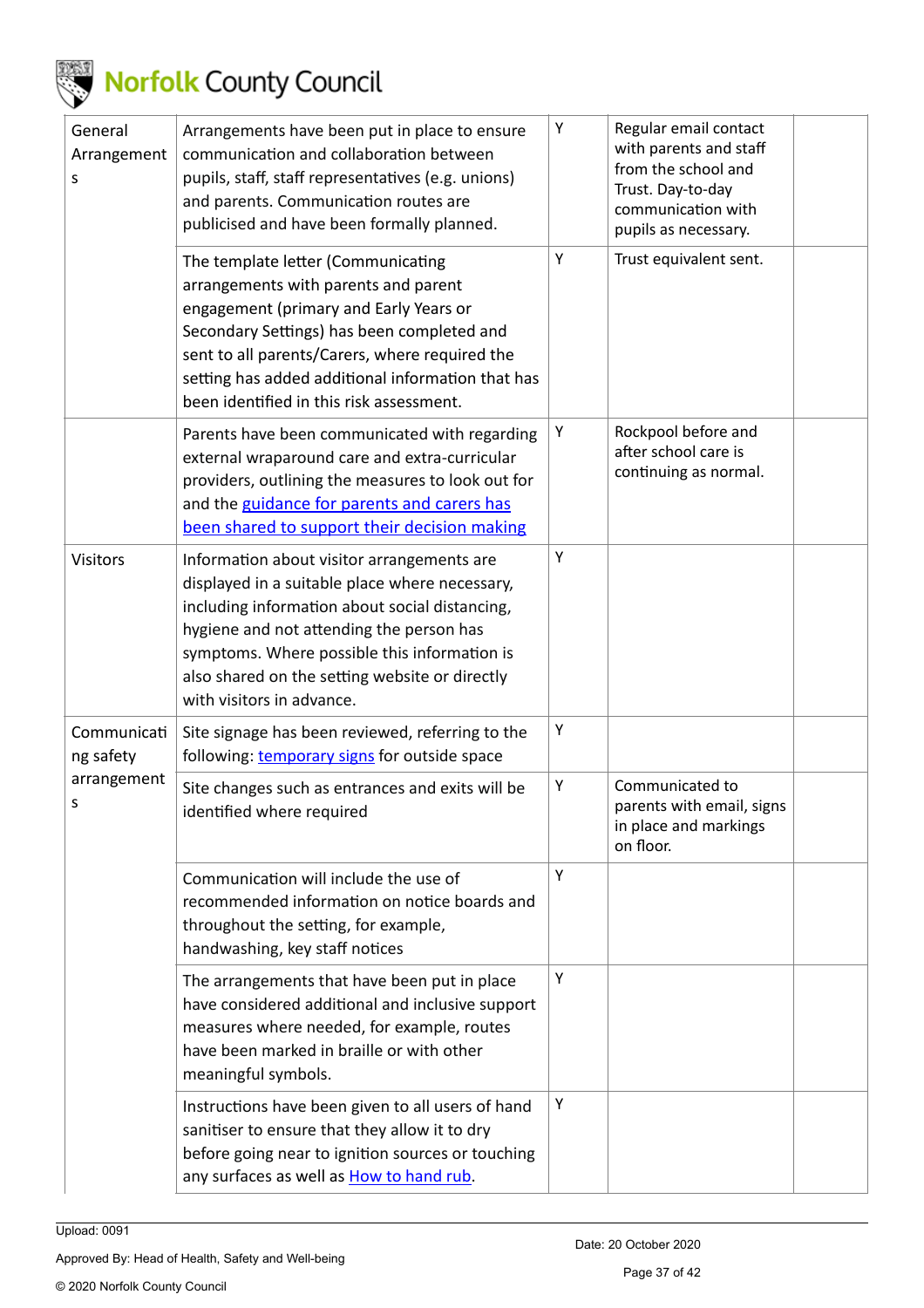| | | | | |
|---|---|---|---|---|
| General Arrangements | Arrangements have been put in place to ensure communication and collaboration between pupils, staff, staff representatives (e.g. unions) and parents. Communication routes are publicised and have been formally planned. | Y | Regular email contact with parents and staff from the school and Trust. Day-to-day communication with pupils as necessary. | |
| | The template letter (Communicating arrangements with parents and parent engagement (primary and Early Years or Secondary Settings) has been completed and sent to all parents/Carers, where required the setting has added additional information that has been identified in this risk assessment. | Y | Trust equivalent sent. | |
| | Parents have been communicated with regarding external wraparound care and extra-curricular providers, outlining the measures to look out for and the guidance for parents and carers has been shared to support their decision making | Y | Rockpool before and after school care is continuing as normal. | |
| Visitors | Information about visitor arrangements are displayed in a suitable place where necessary, including information about social distancing, hygiene and not attending the person has symptoms. Where possible this information is also shared on the setting website or directly with visitors in advance. | Y | | |
| Communicating safety arrangements | Site signage has been reviewed, referring to the following: temporary signs for outside space | Y | | |
| | Site changes such as entrances and exits will be identified where required | Y | Communicated to parents with email, signs in place and markings on floor. | |
| | Communication will include the use of recommended information on notice boards and throughout the setting, for example, handwashing, key staff notices | Y | | |
| | The arrangements that have been put in place have considered additional and inclusive support measures where needed, for example, routes have been marked in braille or with other meaningful symbols. | Y | | |
| | Instructions have been given to all users of hand sanitiser to ensure that they allow it to dry before going near to ignition sources or touching any surfaces as well as How to hand rub. | Y | | |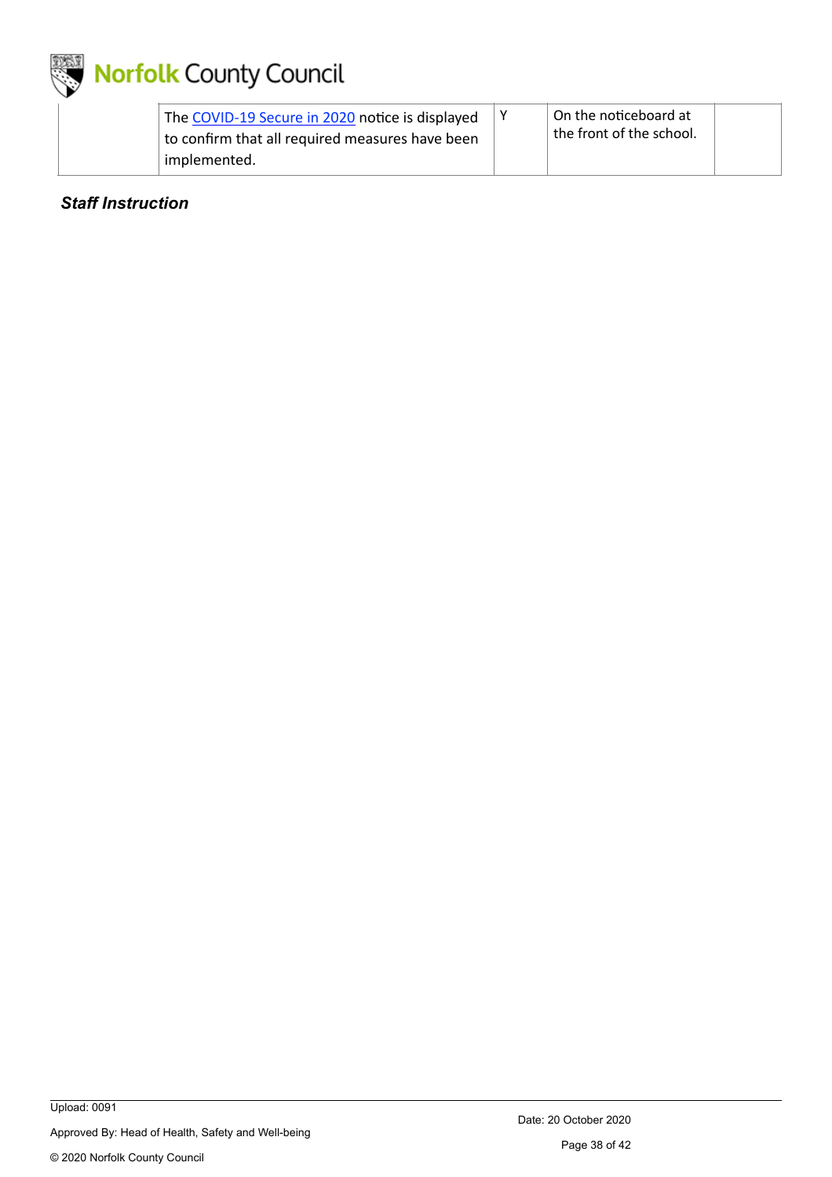| | | | | |
|---|---|---|---|---|
| | The COVID-19 Secure in 2020 notice is displayed to confirm that all required measures have been implemented. | Y | On the noticeboard at the front of the school. | |

***Staff Instruction***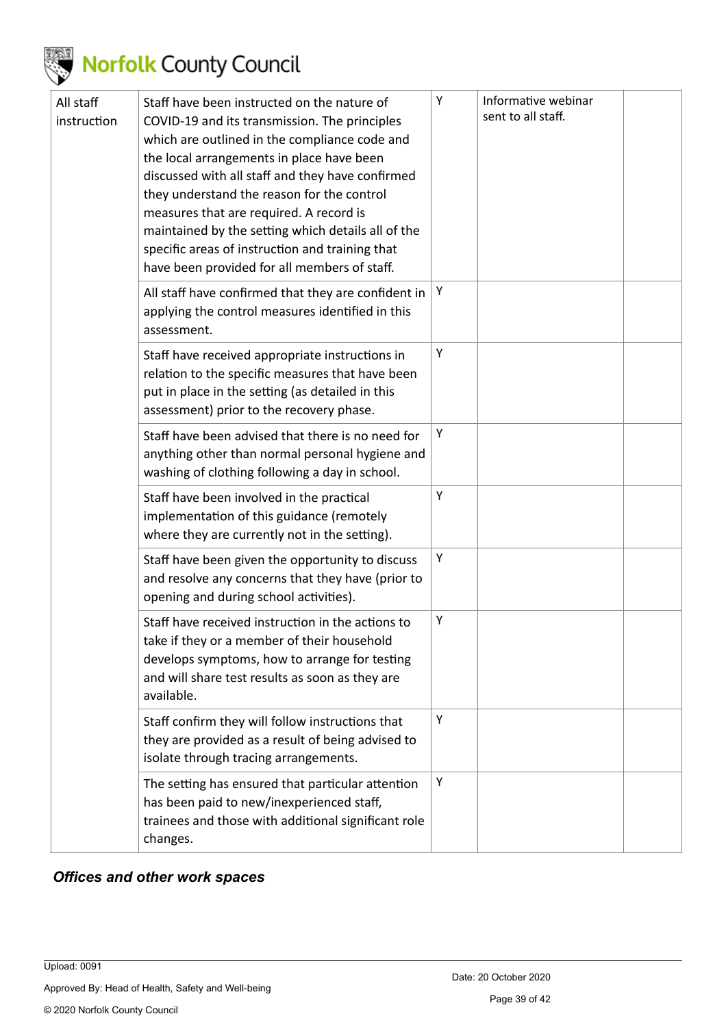| | | | | |
|---|---|---|---|---|
| All staff instruction | Staff have been instructed on the nature of COVID-19 and its transmission. The principles which are outlined in the compliance code and the local arrangements in place have been discussed with all staff and they have confirmed they understand the reason for the control measures that are required. A record is maintained by the setting which details all of the specific areas of instruction and training that have been provided for all members of staff. | Y | Informative webinar sent to all staff. | |
| | All staff have confirmed that they are confident in applying the control measures identified in this assessment. | Y | | |
| | Staff have received appropriate instructions in relation to the specific measures that have been put in place in the setting (as detailed in this assessment) prior to the recovery phase. | Y | | |
| | Staff have been advised that there is no need for anything other than normal personal hygiene and washing of clothing following a day in school. | Y | | |
| | Staff have been involved in the practical implementation of this guidance (remotely where they are currently not in the setting). | Y | | |
| | Staff have been given the opportunity to discuss and resolve any concerns that they have (prior to opening and during school activities). | Y | | |
| | Staff have received instruction in the actions to take if they or a member of their household develops symptoms, how to arrange for testing and will share test results as soon as they are available. | Y | | |
| | Staff confirm they will follow instructions that they are provided as a result of being advised to isolate through tracing arrangements. | Y | | |
| | The setting has ensured that particular attention has been paid to new/inexperienced staff, trainees and those with additional significant role changes. | Y | | |

### *Offices and other work spaces*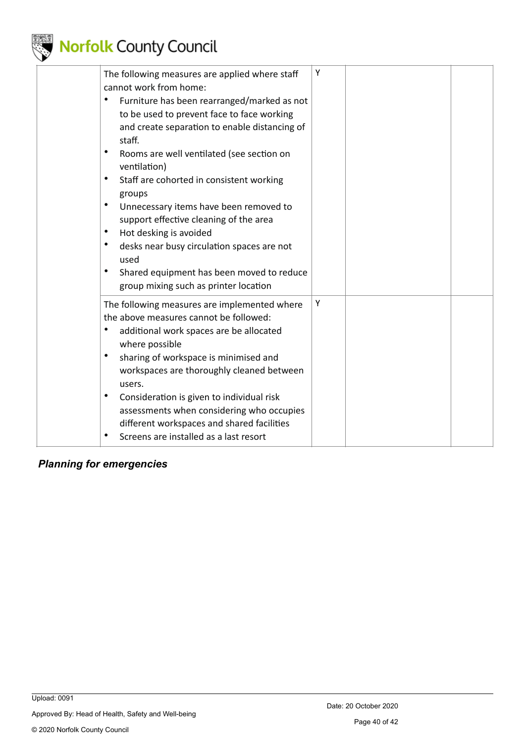| | | | | |
|---|---|---|---|---|
| | The following measures are applied where staff cannot work from home:<br>• Furniture has been rearranged/marked as not to be used to prevent face to face working and create separation to enable distancing of staff.<br>• Rooms are well ventilated (see section on ventilation)<br>• Staff are cohorted in consistent working groups<br>• Unnecessary items have been removed to support effective cleaning of the area<br>• Hot desking is avoided<br>• desks near busy circulation spaces are not used<br>• Shared equipment has been moved to reduce group mixing such as printer location | Y | | |
| | The following measures are implemented where the above measures cannot be followed:<br>• additional work spaces are be allocated where possible<br>• sharing of workspace is minimised and workspaces are thoroughly cleaned between users.<br>• Consideration is given to individual risk assessments when considering who occupies different workspaces and shared facilities<br>• Screens are installed as a last resort | Y | | |

***Planning for emergencies***

Upload: 0091

Approved By: Head of Health, Safety and Well-being

© 2020 Norfolk County Council

Date: 20 October 2020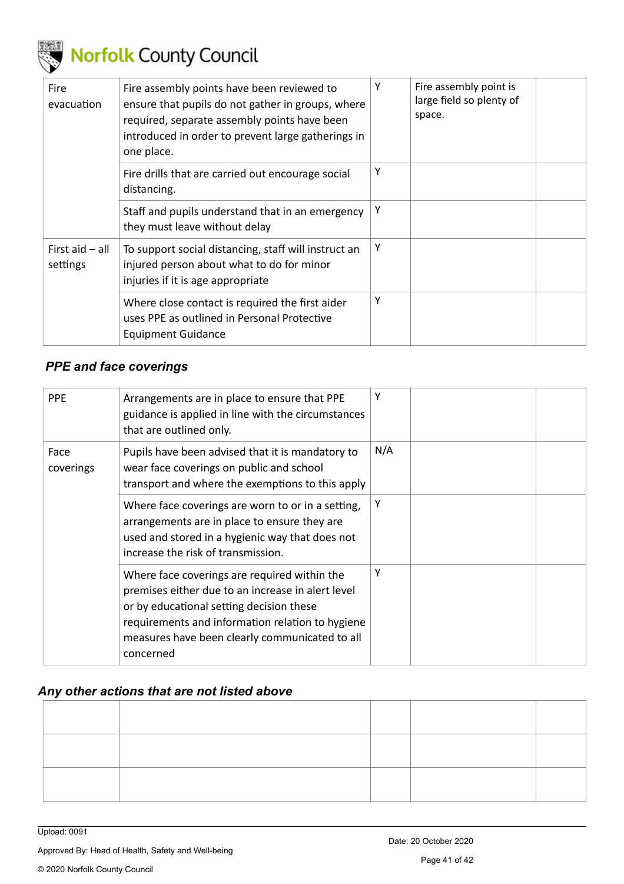| | | | | |
|---|---|---|---|---|
| Fire evacuation | Fire assembly points have been reviewed to ensure that pupils do not gather in groups, where required, separate assembly points have been introduced in order to prevent large gatherings in one place. | Y | Fire assembly point is large field so plenty of space. | |
| | Fire drills that are carried out encourage social distancing. | Y | | |
| | Staff and pupils understand that in an emergency they must leave without delay | Y | | |
| First aid – all settings | To support social distancing, staff will instruct an injured person about what to do for minor injuries if it is age appropriate | Y | | |
| | Where close contact is required the first aider uses PPE as outlined in Personal Protective Equipment Guidance | Y | | |

### *PPE and face coverings*

| | | | | |
|---|---|---|---|---|
| PPE | Arrangements are in place to ensure that PPE guidance is applied in line with the circumstances that are outlined only. | Y | | |
| Face coverings | Pupils have been advised that it is mandatory to wear face coverings on public and school transport and where the exemptions to this apply | N/A | | |
| | Where face coverings are worn to or in a setting, arrangements are in place to ensure they are used and stored in a hygienic way that does not increase the risk of transmission. | Y | | |
| | Where face coverings are required within the premises either due to an increase in alert level or by educational setting decision these requirements and information relation to hygiene measures have been clearly communicated to all concerned | Y | | |

### *Any other actions that are not listed above*

| | | | | |
|---|---|---|---|---|
| | | | | |
| | | | | |
| | | | | |

Upload: 0091

Approved By: Head of Health, Safety and Well-being

© 2020 Norfolk County Council

Date: 20 October 2020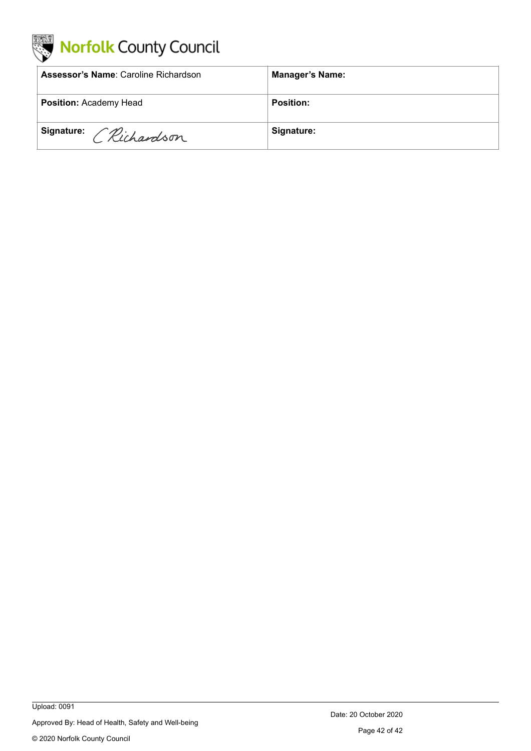| | |
|---|---|
| **Assessor's Name**: Caroline Richardson | **Manager's Name:** |
| **Position:** Academy Head | **Position:** |
| **Signature:** C Richardson | **Signature:** |